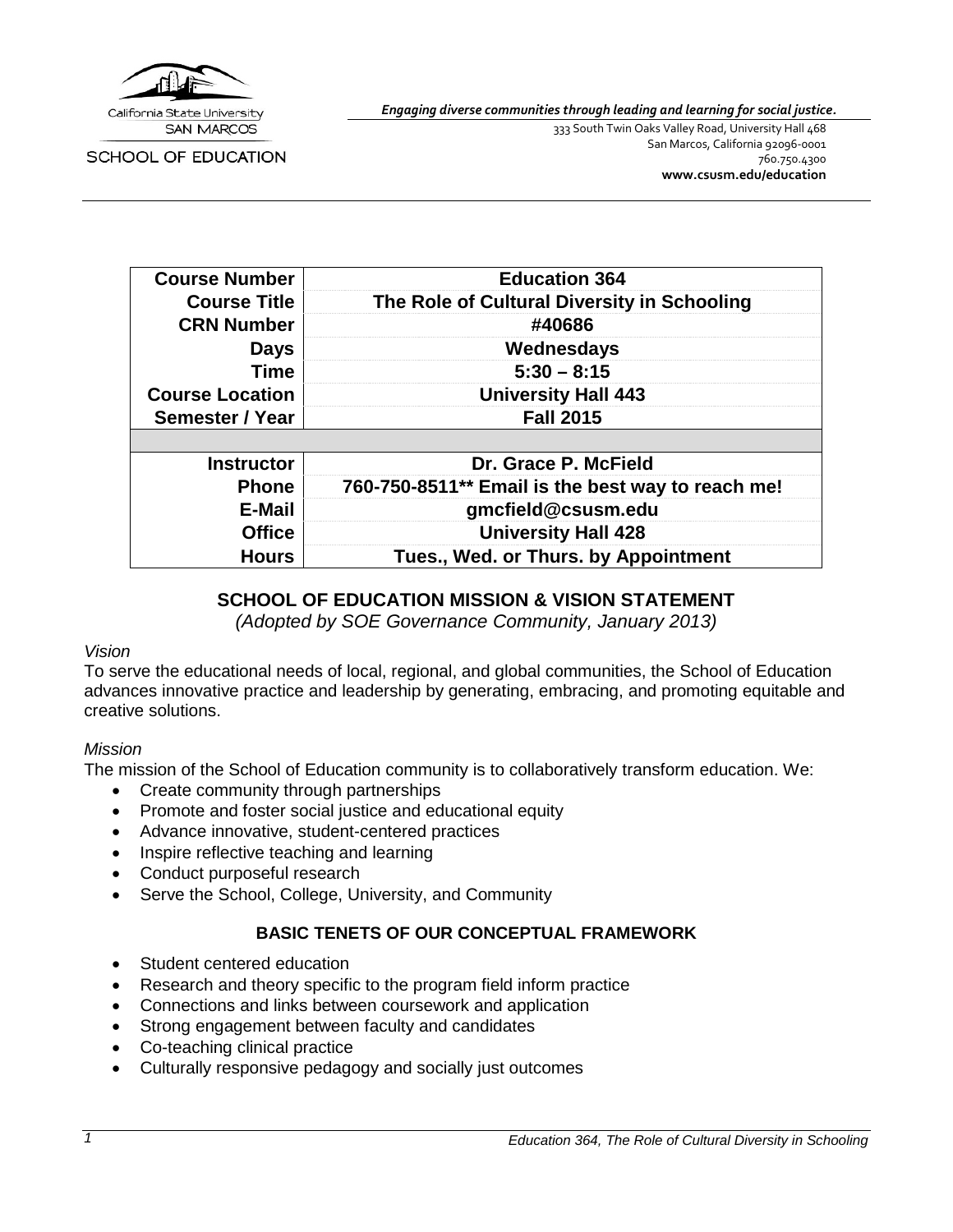California State University SAN MARCOS

SCHOOL OF EDUCATION

*Engaging diverse communities through leading and learning for social justice.*

333 South Twin Oaks Valley Road, University Hall 468
San Marcos, California 92096-0001
760.750.4300
**www.csusm.edu/education**

| | |
|---|---|
| **Course Number** | **Education 364** |
| **Course Title** | **The Role of Cultural Diversity in Schooling** |
| **CRN Number** | **#40686** |
| **Days** | **Wednesdays** |
| **Time** | **5:30 – 8:15** |
| **Course Location** | **University Hall 443** |
| **Semester / Year** | **Fall 2015** |
| | |
| **Instructor** | **Dr. Grace P. McField** |
| **Phone** | **760-750-8511** Email is the best way to reach me!** |
| **E-Mail** | **gmcfield@csusm.edu** |
| **Office** | **University Hall 428** |
| **Hours** | **Tues., Wed. or Thurs. by Appointment** |

## SCHOOL OF EDUCATION MISSION & VISION STATEMENT

*(Adopted by SOE Governance Community, January 2013)*

*Vision*

To serve the educational needs of local, regional, and global communities, the School of Education advances innovative practice and leadership by generating, embracing, and promoting equitable and creative solutions.

*Mission*

The mission of the School of Education community is to collaboratively transform education. We:

- Create community through partnerships
- Promote and foster social justice and educational equity
- Advance innovative, student-centered practices
- Inspire reflective teaching and learning
- Conduct purposeful research
- Serve the School, College, University, and Community

## BASIC TENETS OF OUR CONCEPTUAL FRAMEWORK

- Student centered education
- Research and theory specific to the program field inform practice
- Connections and links between coursework and application
- Strong engagement between faculty and candidates
- Co-teaching clinical practice
- Culturally responsive pedagogy and socially just outcomes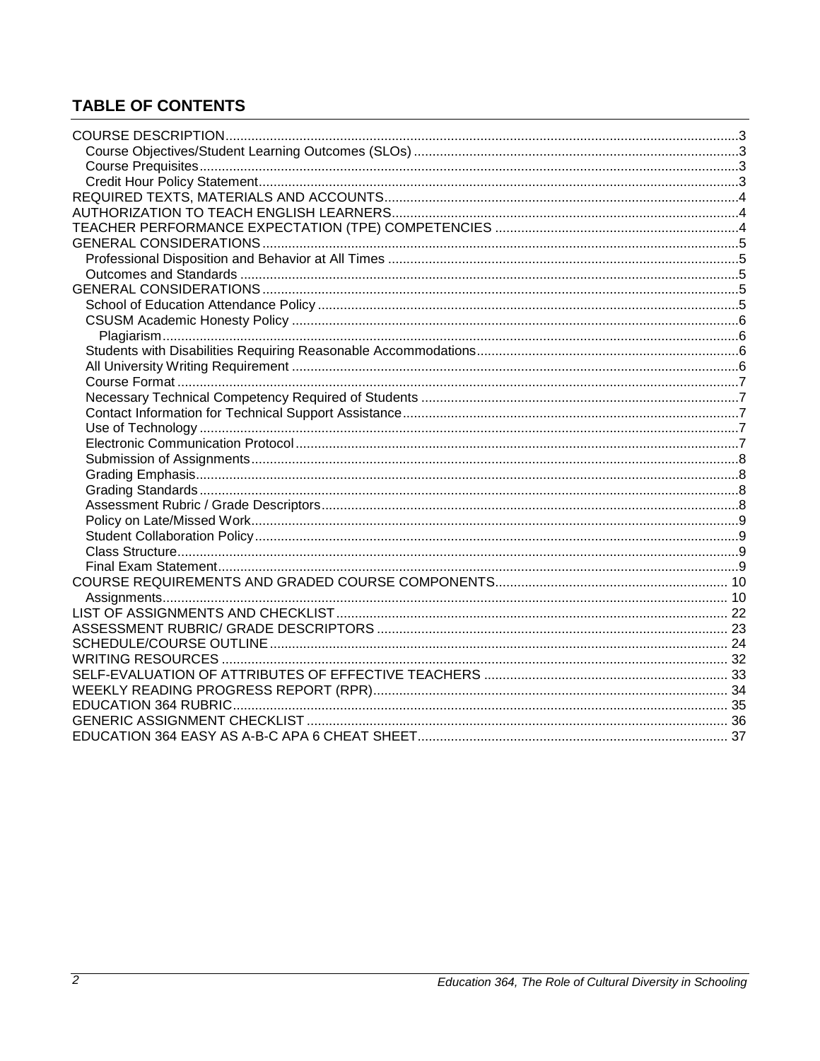## TABLE OF CONTENTS

- COURSE DESCRIPTION....3
  - Course Objectives/Student Learning Outcomes (SLOs)....3
  - Course Prequisites....3
  - Credit Hour Policy Statement....3
- REQUIRED TEXTS, MATERIALS AND ACCOUNTS....4
- AUTHORIZATION TO TEACH ENGLISH LEARNERS....4
- TEACHER PERFORMANCE EXPECTATION (TPE) COMPETENCIES....4
- GENERAL CONSIDERATIONS....5
  - Professional Disposition and Behavior at All Times....5
  - Outcomes and Standards....5
- GENERAL CONSIDERATIONS....5
  - School of Education Attendance Policy....5
  - CSUSM Academic Honesty Policy....6
    - Plagiarism....6
  - Students with Disabilities Requiring Reasonable Accommodations....6
  - All University Writing Requirement....6
  - Course Format....7
  - Necessary Technical Competency Required of Students....7
  - Contact Information for Technical Support Assistance....7
  - Use of Technology....7
  - Electronic Communication Protocol....7
  - Submission of Assignments....8
  - Grading Emphasis....8
  - Grading Standards....8
  - Assessment Rubric / Grade Descriptors....8
  - Policy on Late/Missed Work....9
  - Student Collaboration Policy....9
  - Class Structure....9
  - Final Exam Statement....9
- COURSE REQUIREMENTS AND GRADED COURSE COMPONENTS....10
  - Assignments....10
- LIST OF ASSIGNMENTS AND CHECKLIST....22
- ASSESSMENT RUBRIC/ GRADE DESCRIPTORS....23
- SCHEDULE/COURSE OUTLINE....24
- WRITING RESOURCES....32
- SELF-EVALUATION OF ATTRIBUTES OF EFFECTIVE TEACHERS....33
- WEEKLY READING PROGRESS REPORT (RPR)....34
- EDUCATION 364 RUBRIC....35
- GENERIC ASSIGNMENT CHECKLIST....36
- EDUCATION 364 EASY AS A-B-C APA 6 CHEAT SHEET....37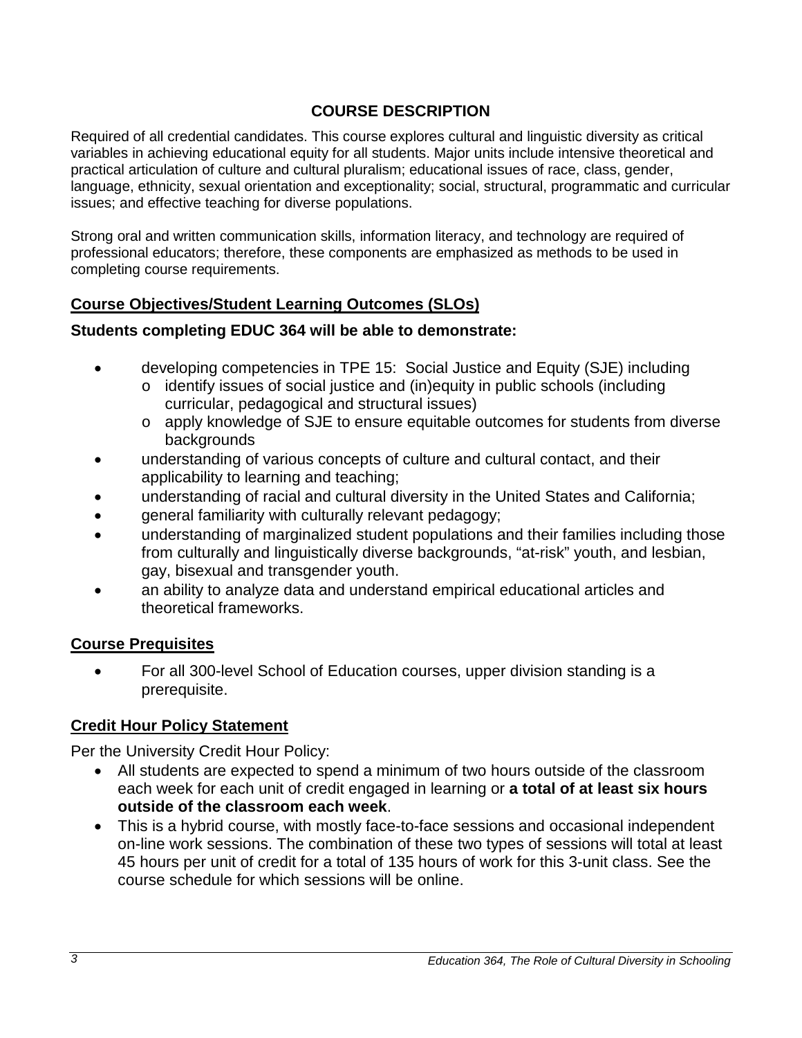# COURSE DESCRIPTION

Required of all credential candidates. This course explores cultural and linguistic diversity as critical variables in achieving educational equity for all students. Major units include intensive theoretical and practical articulation of culture and cultural pluralism; educational issues of race, class, gender, language, ethnicity, sexual orientation and exceptionality; social, structural, programmatic and curricular issues; and effective teaching for diverse populations.

Strong oral and written communication skills, information literacy, and technology are required of professional educators; therefore, these components are emphasized as methods to be used in completing course requirements.

## Course Objectives/Student Learning Outcomes (SLOs)

### Students completing EDUC 364 will be able to demonstrate:

- developing competencies in TPE 15: Social Justice and Equity (SJE) including
  - identify issues of social justice and (in)equity in public schools (including curricular, pedagogical and structural issues)
  - apply knowledge of SJE to ensure equitable outcomes for students from diverse backgrounds
- understanding of various concepts of culture and cultural contact, and their applicability to learning and teaching;
- understanding of racial and cultural diversity in the United States and California;
- general familiarity with culturally relevant pedagogy;
- understanding of marginalized student populations and their families including those from culturally and linguistically diverse backgrounds, "at-risk" youth, and lesbian, gay, bisexual and transgender youth.
- an ability to analyze data and understand empirical educational articles and theoretical frameworks.

## Course Prequisites

- For all 300-level School of Education courses, upper division standing is a prerequisite.

## Credit Hour Policy Statement

Per the University Credit Hour Policy:

- All students are expected to spend a minimum of two hours outside of the classroom each week for each unit of credit engaged in learning or **a total of at least six hours outside of the classroom each week**.
- This is a hybrid course, with mostly face-to-face sessions and occasional independent on-line work sessions. The combination of these two types of sessions will total at least 45 hours per unit of credit for a total of 135 hours of work for this 3-unit class. See the course schedule for which sessions will be online.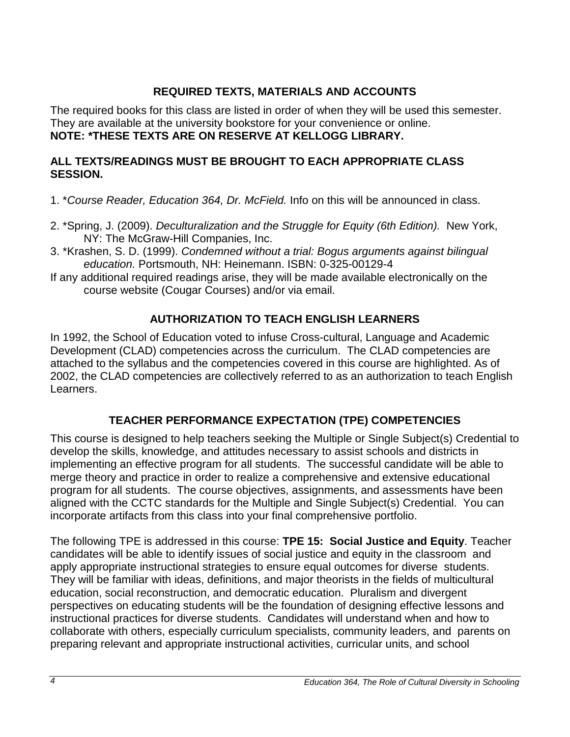## REQUIRED TEXTS, MATERIALS AND ACCOUNTS

The required books for this class are listed in order of when they will be used this semester. They are available at the university bookstore for your convenience or online.
**NOTE: *THESE TEXTS ARE ON RESERVE AT KELLOGG LIBRARY.**

**ALL TEXTS/READINGS MUST BE BROUGHT TO EACH APPROPRIATE CLASS SESSION.**

1. **Course Reader, Education 364, Dr. McField.* Info on this will be announced in class.

2. *Spring, J. (2009). *Deculturalization and the Struggle for Equity (6th Edition).* New York, NY: The McGraw-Hill Companies, Inc.
3. *Krashen, S. D. (1999). *Condemned without a trial: Bogus arguments against bilingual education.* Portsmouth, NH: Heinemann. ISBN: 0-325-00129-4

If any additional required readings arise, they will be made available electronically on the course website (Cougar Courses) and/or via email.

## AUTHORIZATION TO TEACH ENGLISH LEARNERS

In 1992, the School of Education voted to infuse Cross-cultural, Language and Academic Development (CLAD) competencies across the curriculum. The CLAD competencies are attached to the syllabus and the competencies covered in this course are highlighted. As of 2002, the CLAD competencies are collectively referred to as an authorization to teach English Learners.

## TEACHER PERFORMANCE EXPECTATION (TPE) COMPETENCIES

This course is designed to help teachers seeking the Multiple or Single Subject(s) Credential to develop the skills, knowledge, and attitudes necessary to assist schools and districts in implementing an effective program for all students. The successful candidate will be able to merge theory and practice in order to realize a comprehensive and extensive educational program for all students. The course objectives, assignments, and assessments have been aligned with the CCTC standards for the Multiple and Single Subject(s) Credential. You can incorporate artifacts from this class into your final comprehensive portfolio.

The following TPE is addressed in this course: **TPE 15: Social Justice and Equity**. Teacher candidates will be able to identify issues of social justice and equity in the classroom and apply appropriate instructional strategies to ensure equal outcomes for diverse students. They will be familiar with ideas, definitions, and major theorists in the fields of multicultural education, social reconstruction, and democratic education. Pluralism and divergent perspectives on educating students will be the foundation of designing effective lessons and instructional practices for diverse students. Candidates will understand when and how to collaborate with others, especially curriculum specialists, community leaders, and parents on preparing relevant and appropriate instructional activities, curricular units, and school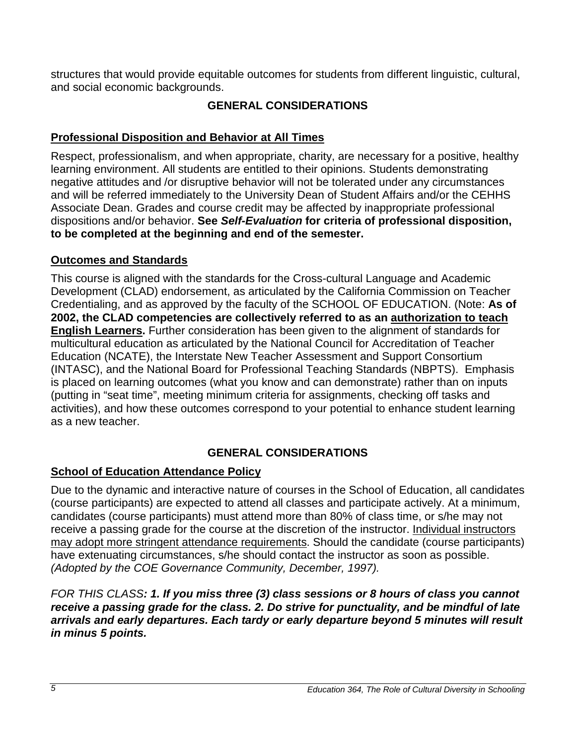structures that would provide equitable outcomes for students from different linguistic, cultural, and social economic backgrounds.

## GENERAL CONSIDERATIONS

### Professional Disposition and Behavior at All Times

Respect, professionalism, and when appropriate, charity, are necessary for a positive, healthy learning environment. All students are entitled to their opinions. Students demonstrating negative attitudes and /or disruptive behavior will not be tolerated under any circumstances and will be referred immediately to the University Dean of Student Affairs and/or the CEHHS Associate Dean. Grades and course credit may be affected by inappropriate professional dispositions and/or behavior. **See *Self-Evaluation* for criteria of professional disposition, to be completed at the beginning and end of the semester.**

### Outcomes and Standards

This course is aligned with the standards for the Cross-cultural Language and Academic Development (CLAD) endorsement, as articulated by the California Commission on Teacher Credentialing, and as approved by the faculty of the SCHOOL OF EDUCATION. (Note: **As of 2002, the CLAD competencies are collectively referred to as an authorization to teach English Learners.** Further consideration has been given to the alignment of standards for multicultural education as articulated by the National Council for Accreditation of Teacher Education (NCATE), the Interstate New Teacher Assessment and Support Consortium (INTASC), and the National Board for Professional Teaching Standards (NBPTS). Emphasis is placed on learning outcomes (what you know and can demonstrate) rather than on inputs (putting in "seat time", meeting minimum criteria for assignments, checking off tasks and activities), and how these outcomes correspond to your potential to enhance student learning as a new teacher.

## GENERAL CONSIDERATIONS

### School of Education Attendance Policy

Due to the dynamic and interactive nature of courses in the School of Education, all candidates (course participants) are expected to attend all classes and participate actively. At a minimum, candidates (course participants) must attend more than 80% of class time, or s/he may not receive a passing grade for the course at the discretion of the instructor. Individual instructors may adopt more stringent attendance requirements. Should the candidate (course participants) have extenuating circumstances, s/he should contact the instructor as soon as possible. *(Adopted by the COE Governance Community, December, 1997).*

*FOR THIS CLASS**: 1. If you miss three (3) class sessions or 8 hours of class you cannot receive a passing grade for the class. 2. Do strive for punctuality, and be mindful of late arrivals and early departures. Each tardy or early departure beyond 5 minutes will result in minus 5 points.***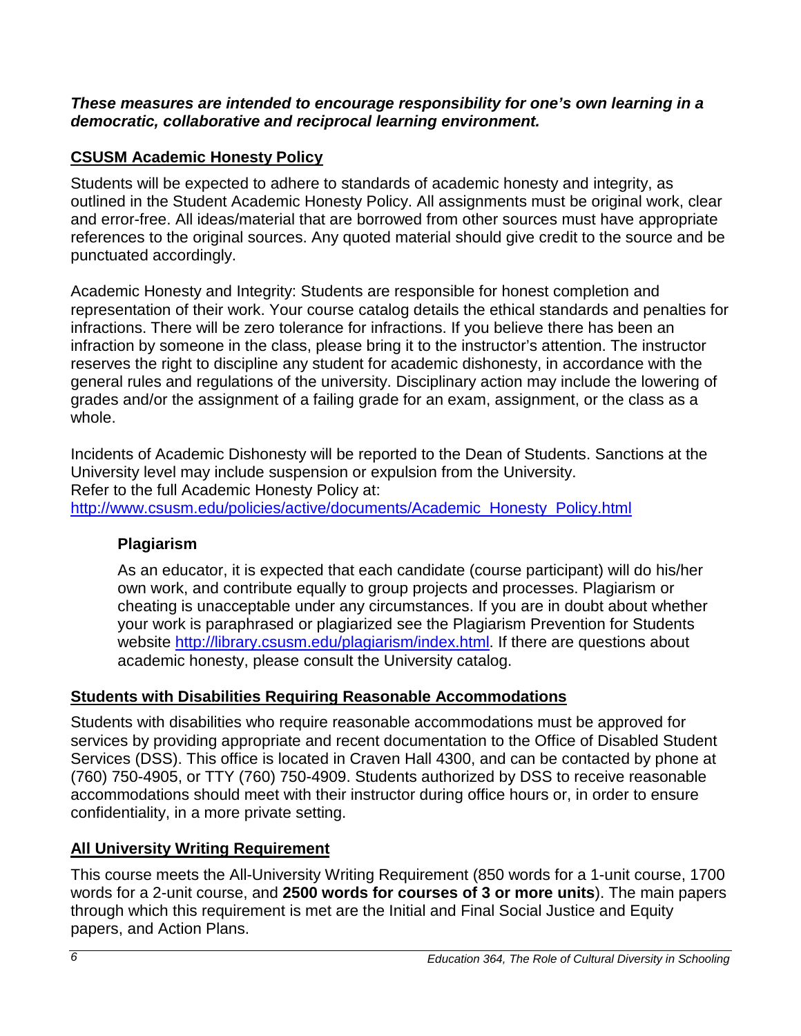***These measures are intended to encourage responsibility for one's own learning in a democratic, collaborative and reciprocal learning environment.***

## CSUSM Academic Honesty Policy

Students will be expected to adhere to standards of academic honesty and integrity, as outlined in the Student Academic Honesty Policy. All assignments must be original work, clear and error-free. All ideas/material that are borrowed from other sources must have appropriate references to the original sources. Any quoted material should give credit to the source and be punctuated accordingly.

Academic Honesty and Integrity: Students are responsible for honest completion and representation of their work. Your course catalog details the ethical standards and penalties for infractions. There will be zero tolerance for infractions. If you believe there has been an infraction by someone in the class, please bring it to the instructor's attention. The instructor reserves the right to discipline any student for academic dishonesty, in accordance with the general rules and regulations of the university. Disciplinary action may include the lowering of grades and/or the assignment of a failing grade for an exam, assignment, or the class as a whole.

Incidents of Academic Dishonesty will be reported to the Dean of Students. Sanctions at the University level may include suspension or expulsion from the University.
Refer to the full Academic Honesty Policy at:
http://www.csusm.edu/policies/active/documents/Academic_Honesty_Policy.html

### Plagiarism

As an educator, it is expected that each candidate (course participant) will do his/her own work, and contribute equally to group projects and processes. Plagiarism or cheating is unacceptable under any circumstances. If you are in doubt about whether your work is paraphrased or plagiarized see the Plagiarism Prevention for Students website http://library.csusm.edu/plagiarism/index.html. If there are questions about academic honesty, please consult the University catalog.

## Students with Disabilities Requiring Reasonable Accommodations

Students with disabilities who require reasonable accommodations must be approved for services by providing appropriate and recent documentation to the Office of Disabled Student Services (DSS). This office is located in Craven Hall 4300, and can be contacted by phone at (760) 750-4905, or TTY (760) 750-4909. Students authorized by DSS to receive reasonable accommodations should meet with their instructor during office hours or, in order to ensure confidentiality, in a more private setting.

## All University Writing Requirement

This course meets the All-University Writing Requirement (850 words for a 1-unit course, 1700 words for a 2-unit course, and **2500 words for courses of 3 or more units**). The main papers through which this requirement is met are the Initial and Final Social Justice and Equity papers, and Action Plans.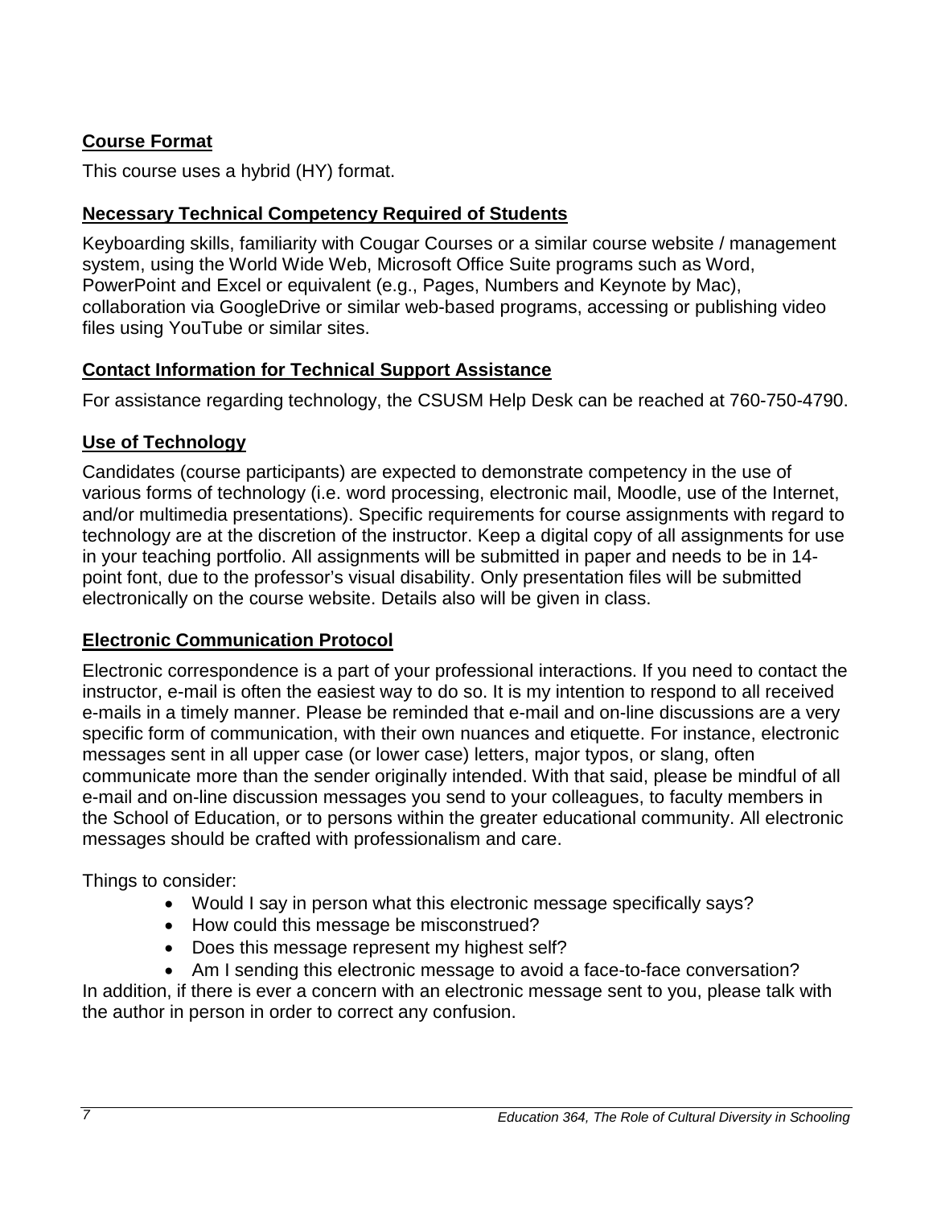## **Course Format**

This course uses a hybrid (HY) format.

## **Necessary Technical Competency Required of Students**

Keyboarding skills, familiarity with Cougar Courses or a similar course website / management system, using the World Wide Web, Microsoft Office Suite programs such as Word, PowerPoint and Excel or equivalent (e.g., Pages, Numbers and Keynote by Mac), collaboration via GoogleDrive or similar web-based programs, accessing or publishing video files using YouTube or similar sites.

## **Contact Information for Technical Support Assistance**

For assistance regarding technology, the CSUSM Help Desk can be reached at 760-750-4790.

## **Use of Technology**

Candidates (course participants) are expected to demonstrate competency in the use of various forms of technology (i.e. word processing, electronic mail, Moodle, use of the Internet, and/or multimedia presentations). Specific requirements for course assignments with regard to technology are at the discretion of the instructor. Keep a digital copy of all assignments for use in your teaching portfolio. All assignments will be submitted in paper and needs to be in 14-point font, due to the professor's visual disability. Only presentation files will be submitted electronically on the course website. Details also will be given in class.

## **Electronic Communication Protocol**

Electronic correspondence is a part of your professional interactions. If you need to contact the instructor, e-mail is often the easiest way to do so. It is my intention to respond to all received e-mails in a timely manner. Please be reminded that e-mail and on-line discussions are a very specific form of communication, with their own nuances and etiquette. For instance, electronic messages sent in all upper case (or lower case) letters, major typos, or slang, often communicate more than the sender originally intended. With that said, please be mindful of all e-mail and on-line discussion messages you send to your colleagues, to faculty members in the School of Education, or to persons within the greater educational community. All electronic messages should be crafted with professionalism and care.

Things to consider:

- Would I say in person what this electronic message specifically says?
- How could this message be misconstrued?
- Does this message represent my highest self?
- Am I sending this electronic message to avoid a face-to-face conversation?

In addition, if there is ever a concern with an electronic message sent to you, please talk with the author in person in order to correct any confusion.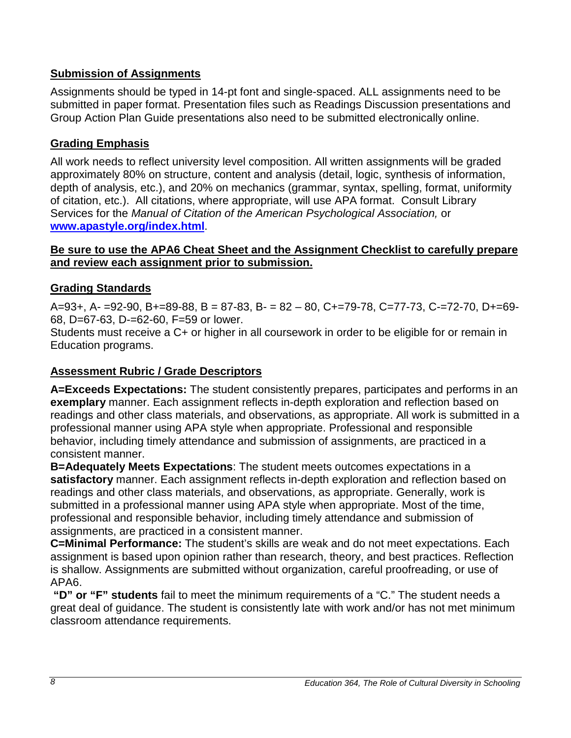## Submission of Assignments

Assignments should be typed in 14-pt font and single-spaced. ALL assignments need to be submitted in paper format. Presentation files such as Readings Discussion presentations and Group Action Plan Guide presentations also need to be submitted electronically online.

## Grading Emphasis

All work needs to reflect university level composition. All written assignments will be graded approximately 80% on structure, content and analysis (detail, logic, synthesis of information, depth of analysis, etc.), and 20% on mechanics (grammar, syntax, spelling, format, uniformity of citation, etc.). All citations, where appropriate, will use APA format. Consult Library Services for the *Manual of Citation of the American Psychological Association,* or **[www.apastyle.org/index.html](http://www.apastyle.org/index.html)**.

**Be sure to use the APA6 Cheat Sheet and the Assignment Checklist to carefully prepare and review each assignment prior to submission.**

## Grading Standards

A=93+, A- =92-90, B+=89-88, B = 87-83, B- = 82 – 80, C+=79-78, C=77-73, C-=72-70, D+=69-68, D=67-63, D-=62-60, F=59 or lower.

Students must receive a C+ or higher in all coursework in order to be eligible for or remain in Education programs.

## Assessment Rubric / Grade Descriptors

**A=Exceeds Expectations:** The student consistently prepares, participates and performs in an **exemplary** manner. Each assignment reflects in-depth exploration and reflection based on readings and other class materials, and observations, as appropriate. All work is submitted in a professional manner using APA style when appropriate. Professional and responsible behavior, including timely attendance and submission of assignments, are practiced in a consistent manner.

**B=Adequately Meets Expectations**: The student meets outcomes expectations in a **satisfactory** manner. Each assignment reflects in-depth exploration and reflection based on readings and other class materials, and observations, as appropriate. Generally, work is submitted in a professional manner using APA style when appropriate. Most of the time, professional and responsible behavior, including timely attendance and submission of assignments, are practiced in a consistent manner.

**C=Minimal Performance:** The student's skills are weak and do not meet expectations. Each assignment is based upon opinion rather than research, theory, and best practices. Reflection is shallow. Assignments are submitted without organization, careful proofreading, or use of APA6.

**"D" or "F" students** fail to meet the minimum requirements of a "C." The student needs a great deal of guidance. The student is consistently late with work and/or has not met minimum classroom attendance requirements.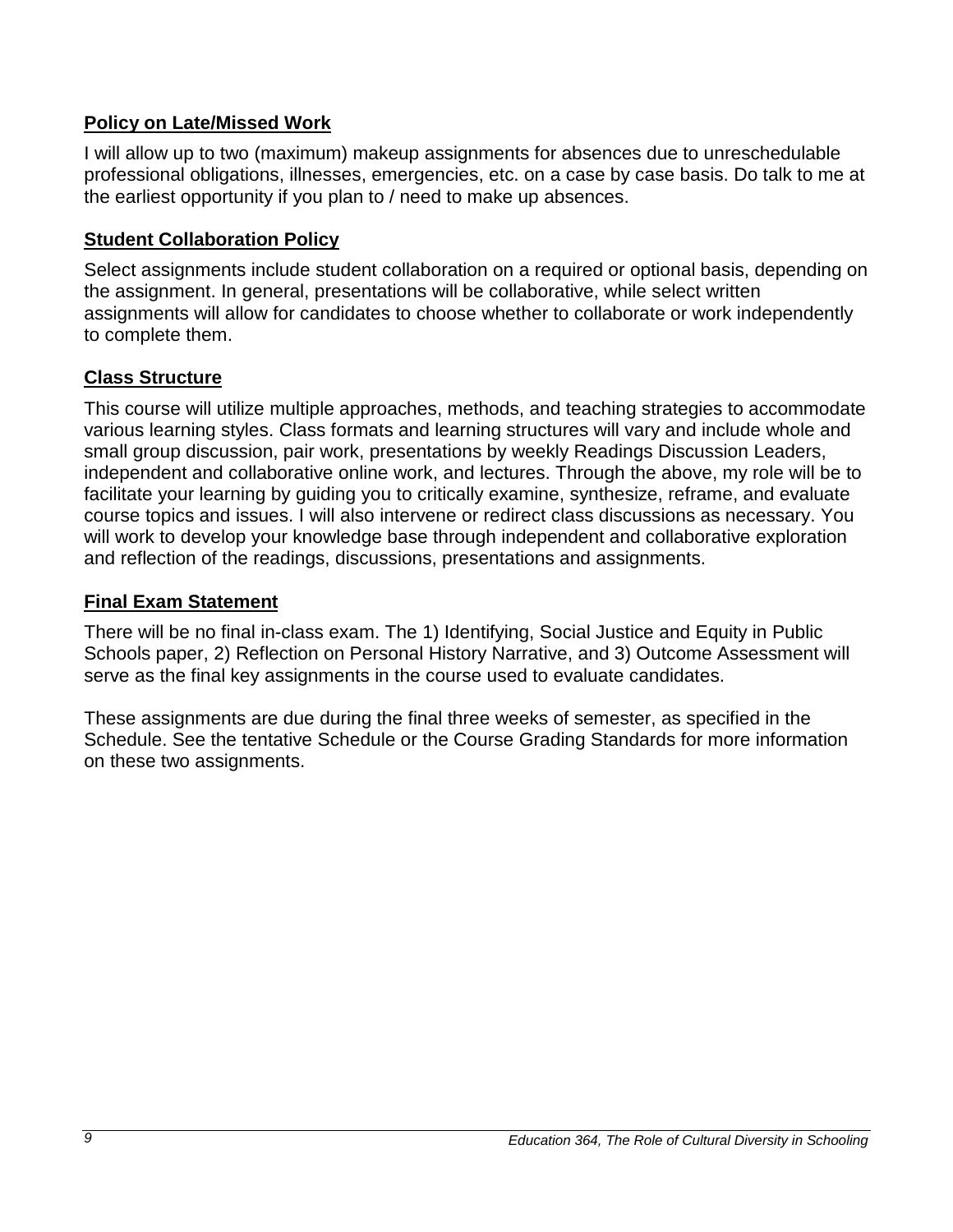### Policy on Late/Missed Work

I will allow up to two (maximum) makeup assignments for absences due to unreschedulable professional obligations, illnesses, emergencies, etc. on a case by case basis. Do talk to me at the earliest opportunity if you plan to / need to make up absences.

### Student Collaboration Policy

Select assignments include student collaboration on a required or optional basis, depending on the assignment. In general, presentations will be collaborative, while select written assignments will allow for candidates to choose whether to collaborate or work independently to complete them.

### Class Structure

This course will utilize multiple approaches, methods, and teaching strategies to accommodate various learning styles. Class formats and learning structures will vary and include whole and small group discussion, pair work, presentations by weekly Readings Discussion Leaders, independent and collaborative online work, and lectures. Through the above, my role will be to facilitate your learning by guiding you to critically examine, synthesize, reframe, and evaluate course topics and issues. I will also intervene or redirect class discussions as necessary. You will work to develop your knowledge base through independent and collaborative exploration and reflection of the readings, discussions, presentations and assignments.

### Final Exam Statement

There will be no final in-class exam. The 1) Identifying, Social Justice and Equity in Public Schools paper, 2) Reflection on Personal History Narrative, and 3) Outcome Assessment will serve as the final key assignments in the course used to evaluate candidates.

These assignments are due during the final three weeks of semester, as specified in the Schedule. See the tentative Schedule or the Course Grading Standards for more information on these two assignments.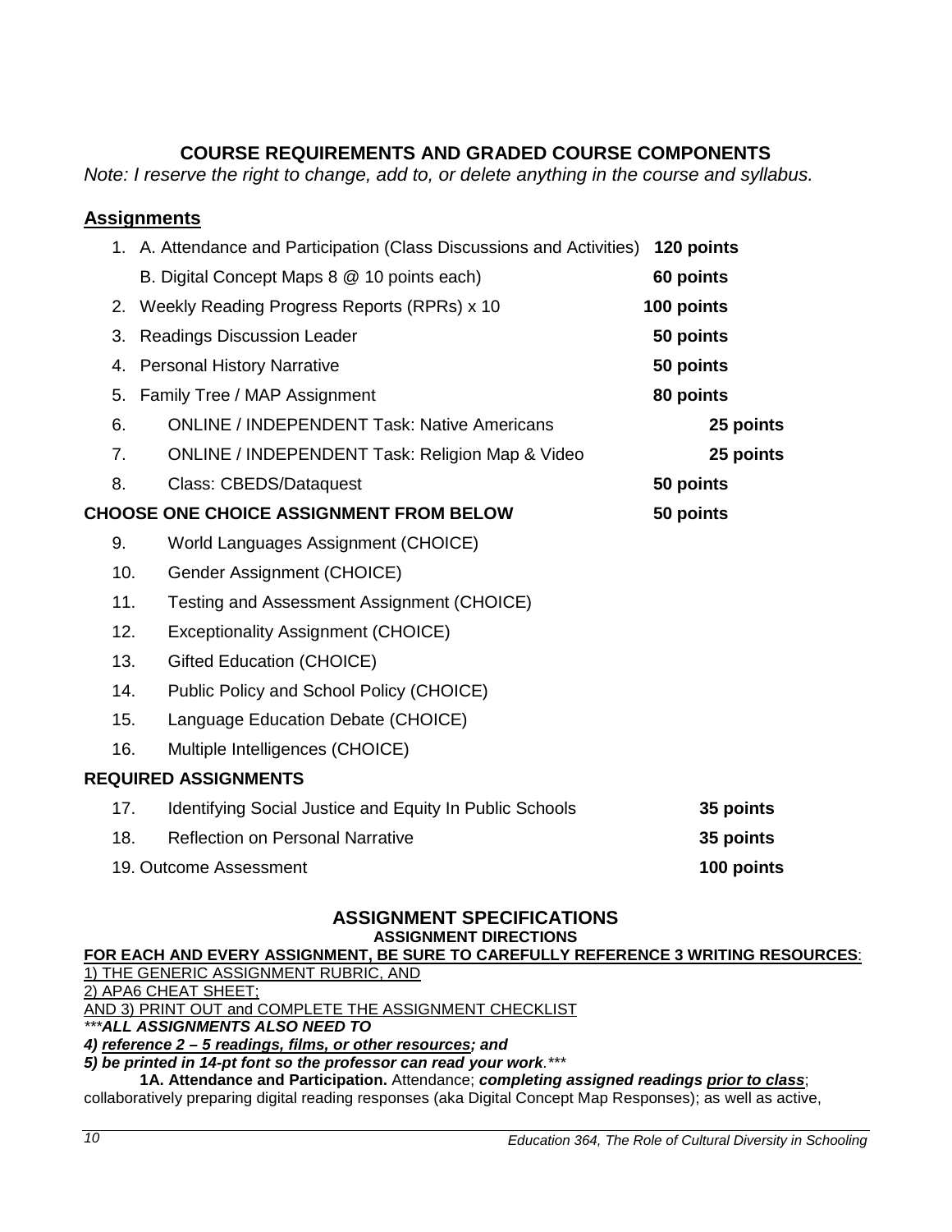## COURSE REQUIREMENTS AND GRADED COURSE COMPONENTS

*Note: I reserve the right to change, add to, or delete anything in the course and syllabus.*

### Assignments

| | Assignment | Points |
|---|---|---|
| 1. | A. Attendance and Participation (Class Discussions and Activities) | **120 points** |
| | B. Digital Concept Maps 8 @ 10 points each) | **60 points** |
| 2. | Weekly Reading Progress Reports (RPRs) x 10 | **100 points** |
| 3. | Readings Discussion Leader | **50 points** |
| 4. | Personal History Narrative | **50 points** |
| 5. | Family Tree / MAP Assignment | **80 points** |
| 6. | ONLINE / INDEPENDENT Task: Native Americans | **25 points** |
| 7. | ONLINE / INDEPENDENT Task: Religion Map & Video | **25 points** |
| 8. | Class: CBEDS/Dataquest | **50 points** |
| **CHOOSE ONE CHOICE ASSIGNMENT FROM BELOW** | | **50 points** |
| 9. | World Languages Assignment (CHOICE) | |
| 10. | Gender Assignment (CHOICE) | |
| 11. | Testing and Assessment Assignment (CHOICE) | |
| 12. | Exceptionality Assignment (CHOICE) | |
| 13. | Gifted Education (CHOICE) | |
| 14. | Public Policy and School Policy (CHOICE) | |
| 15. | Language Education Debate (CHOICE) | |
| 16. | Multiple Intelligences (CHOICE) | |
| **REQUIRED ASSIGNMENTS** | | |
| 17. | Identifying Social Justice and Equity In Public Schools | **35 points** |
| 18. | Reflection on Personal Narrative | **35 points** |
| 19. | Outcome Assessment | **100 points** |

## ASSIGNMENT SPECIFICATIONS

### ASSIGNMENT DIRECTIONS

**FOR EACH AND EVERY ASSIGNMENT, BE SURE TO CAREFULLY REFERENCE 3 WRITING RESOURCES**:
1) THE GENERIC ASSIGNMENT RUBRIC, AND
2) APA6 CHEAT SHEET;
AND 3) PRINT OUT and COMPLETE THE ASSIGNMENT CHECKLIST
****ALL ASSIGNMENTS ALSO NEED TO***
***4) reference 2 – 5 readings, films, or other resources; and***
***5) be printed in 14-pt font so the professor can read your work.****

**1A. Attendance and Participation.** Attendance; ***completing assigned readings prior to class***; collaboratively preparing digital reading responses (aka Digital Concept Map Responses); as well as active,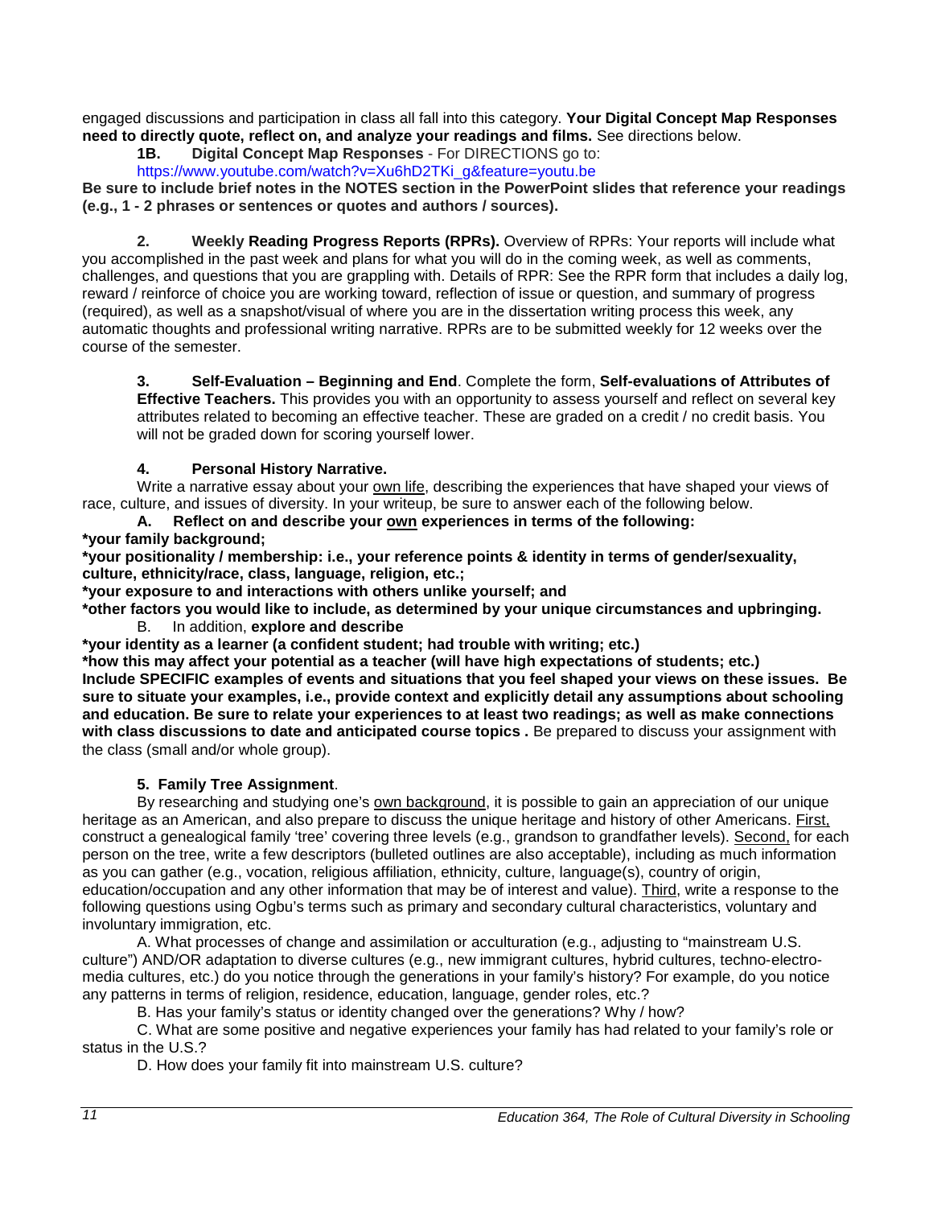engaged discussions and participation in class all fall into this category. **Your Digital Concept Map Responses need to directly quote, reflect on, and analyze your readings and films.** See directions below.

**1B. Digital Concept Map Responses** - For DIRECTIONS go to: https://www.youtube.com/watch?v=Xu6hD2TKi_g&feature=youtu.be

**Be sure to include brief notes in the NOTES section in the PowerPoint slides that reference your readings (e.g., 1 - 2 phrases or sentences or quotes and authors / sources).**

**2. Weekly Reading Progress Reports (RPRs).** Overview of RPRs: Your reports will include what you accomplished in the past week and plans for what you will do in the coming week, as well as comments, challenges, and questions that you are grappling with. Details of RPR: See the RPR form that includes a daily log, reward / reinforce of choice you are working toward, reflection of issue or question, and summary of progress (required), as well as a snapshot/visual of where you are in the dissertation writing process this week, any automatic thoughts and professional writing narrative. RPRs are to be submitted weekly for 12 weeks over the course of the semester.

**3. Self-Evaluation – Beginning and End**. Complete the form, **Self-evaluations of Attributes of Effective Teachers.** This provides you with an opportunity to assess yourself and reflect on several key attributes related to becoming an effective teacher. These are graded on a credit / no credit basis. You will not be graded down for scoring yourself lower.

**4. Personal History Narrative.**

Write a narrative essay about your own life, describing the experiences that have shaped your views of race, culture, and issues of diversity. In your writeup, be sure to answer each of the following below.

**A. Reflect on and describe your own experiences in terms of the following:**

**\*your family background;**

**\*your positionality / membership: i.e., your reference points & identity in terms of gender/sexuality, culture, ethnicity/race, class, language, religion, etc.;**

**\*your exposure to and interactions with others unlike yourself; and**

**\*other factors you would like to include, as determined by your unique circumstances and upbringing.**

B. In addition, **explore and describe**

**\*your identity as a learner (a confident student; had trouble with writing; etc.)**

**\*how this may affect your potential as a teacher (will have high expectations of students; etc.)**

**Include SPECIFIC examples of events and situations that you feel shaped your views on these issues. Be sure to situate your examples, i.e., provide context and explicitly detail any assumptions about schooling and education. Be sure to relate your experiences to at least two readings; as well as make connections with class discussions to date and anticipated course topics .** Be prepared to discuss your assignment with the class (small and/or whole group).

**5. Family Tree Assignment**.

By researching and studying one's own background, it is possible to gain an appreciation of our unique heritage as an American, and also prepare to discuss the unique heritage and history of other Americans. First, construct a genealogical family 'tree' covering three levels (e.g., grandson to grandfather levels). Second, for each person on the tree, write a few descriptors (bulleted outlines are also acceptable), including as much information as you can gather (e.g., vocation, religious affiliation, ethnicity, culture, language(s), country of origin, education/occupation and any other information that may be of interest and value). Third, write a response to the following questions using Ogbu's terms such as primary and secondary cultural characteristics, voluntary and involuntary immigration, etc.

A. What processes of change and assimilation or acculturation (e.g., adjusting to "mainstream U.S. culture") AND/OR adaptation to diverse cultures (e.g., new immigrant cultures, hybrid cultures, techno-electro-media cultures, etc.) do you notice through the generations in your family's history? For example, do you notice any patterns in terms of religion, residence, education, language, gender roles, etc.?

B. Has your family's status or identity changed over the generations? Why / how?

C. What are some positive and negative experiences your family has had related to your family's role or status in the U.S.?

D. How does your family fit into mainstream U.S. culture?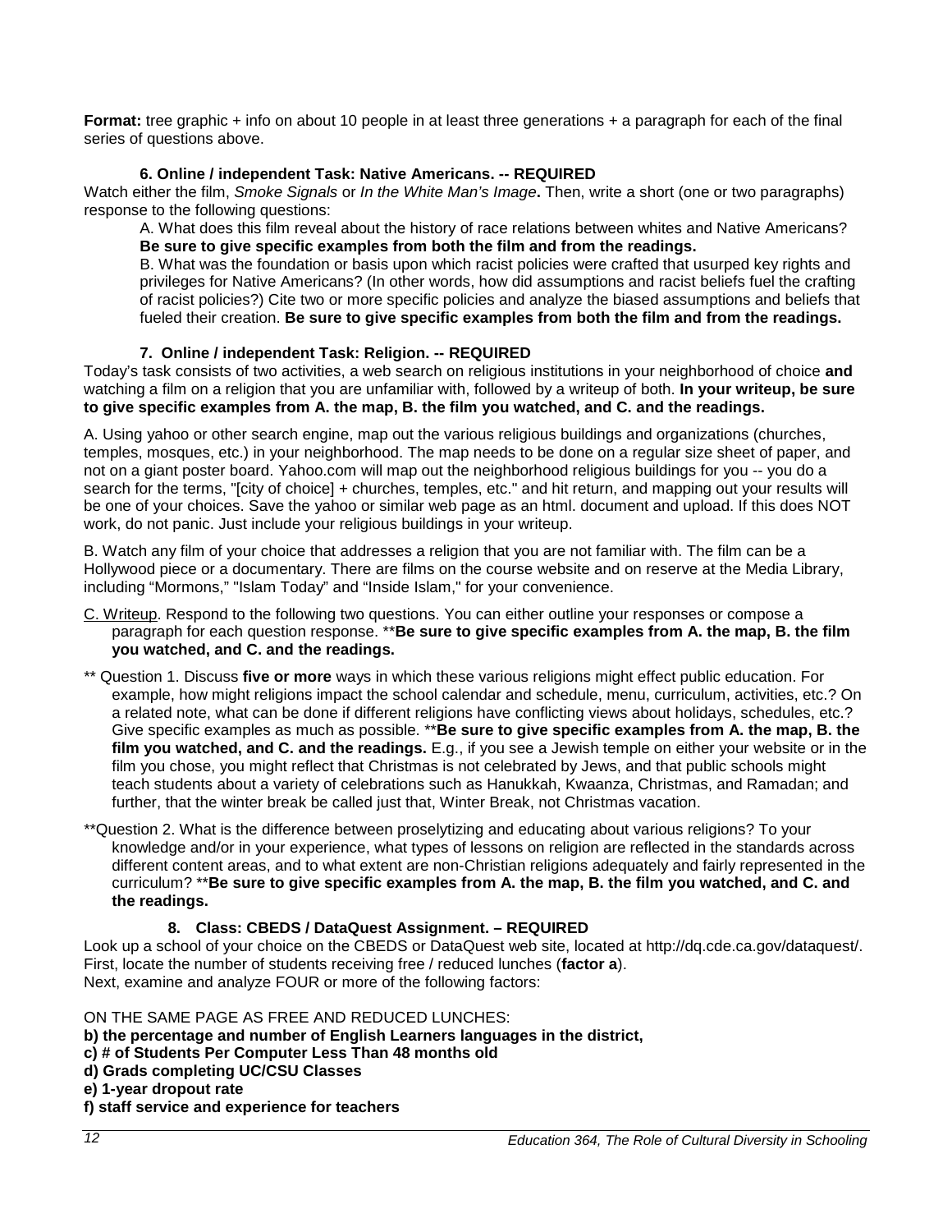**Format:** tree graphic + info on about 10 people in at least three generations + a paragraph for each of the final series of questions above.

### 6. Online / independent Task: Native Americans. -- REQUIRED

Watch either the film, *Smoke Signals* or *In the White Man's Image***.** Then, write a short (one or two paragraphs) response to the following questions:

A. What does this film reveal about the history of race relations between whites and Native Americans? **Be sure to give specific examples from both the film and from the readings.**

B. What was the foundation or basis upon which racist policies were crafted that usurped key rights and privileges for Native Americans? (In other words, how did assumptions and racist beliefs fuel the crafting of racist policies?) Cite two or more specific policies and analyze the biased assumptions and beliefs that fueled their creation. **Be sure to give specific examples from both the film and from the readings.**

### 7. Online / independent Task: Religion. -- REQUIRED

Today's task consists of two activities, a web search on religious institutions in your neighborhood of choice **and** watching a film on a religion that you are unfamiliar with, followed by a writeup of both. **In your writeup, be sure to give specific examples from A. the map, B. the film you watched, and C. and the readings.**

A. Using yahoo or other search engine, map out the various religious buildings and organizations (churches, temples, mosques, etc.) in your neighborhood. The map needs to be done on a regular size sheet of paper, and not on a giant poster board. Yahoo.com will map out the neighborhood religious buildings for you -- you do a search for the terms, "[city of choice] + churches, temples, etc." and hit return, and mapping out your results will be one of your choices. Save the yahoo or similar web page as an html. document and upload. If this does NOT work, do not panic. Just include your religious buildings in your writeup.

B. Watch any film of your choice that addresses a religion that you are not familiar with. The film can be a Hollywood piece or a documentary. There are films on the course website and on reserve at the Media Library, including "Mormons," "Islam Today" and "Inside Islam," for your convenience.

<u>C. Writeup</u>. Respond to the following two questions. You can either outline your responses or compose a paragraph for each question response. \*\***Be sure to give specific examples from A. the map, B. the film you watched, and C. and the readings.**

\*\* Question 1. Discuss **five or more** ways in which these various religions might effect public education. For example, how might religions impact the school calendar and schedule, menu, curriculum, activities, etc.? On a related note, what can be done if different religions have conflicting views about holidays, schedules, etc.? Give specific examples as much as possible. \*\***Be sure to give specific examples from A. the map, B. the film you watched, and C. and the readings.** E.g., if you see a Jewish temple on either your website or in the film you chose, you might reflect that Christmas is not celebrated by Jews, and that public schools might teach students about a variety of celebrations such as Hanukkah, Kwaanza, Christmas, and Ramadan; and further, that the winter break be called just that, Winter Break, not Christmas vacation.

\*\*Question 2. What is the difference between proselytizing and educating about various religions? To your knowledge and/or in your experience, what types of lessons on religion are reflected in the standards across different content areas, and to what extent are non-Christian religions adequately and fairly represented in the curriculum? \*\***Be sure to give specific examples from A. the map, B. the film you watched, and C. and the readings.**

### 8. Class: CBEDS / DataQuest Assignment. – REQUIRED

Look up a school of your choice on the CBEDS or DataQuest web site, located at http://dq.cde.ca.gov/dataquest/. First, locate the number of students receiving free / reduced lunches (**factor a**).
Next, examine and analyze FOUR or more of the following factors:

ON THE SAME PAGE AS FREE AND REDUCED LUNCHES:
**b) the percentage and number of English Learners languages in the district,**
**c) # of Students Per Computer Less Than 48 months old**
**d) Grads completing UC/CSU Classes**
**e) 1-year dropout rate**
**f) staff service and experience for teachers**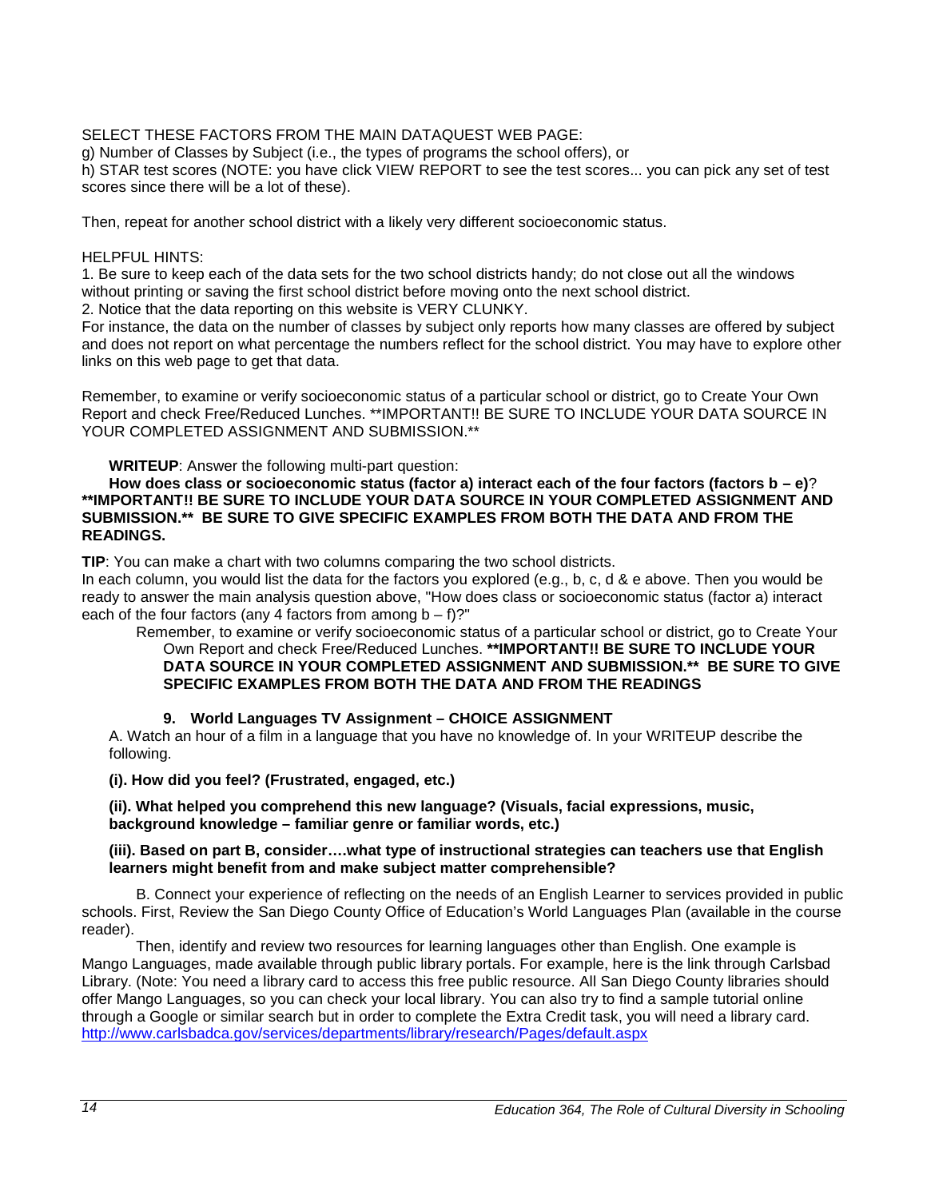SELECT THESE FACTORS FROM THE MAIN DATAQUEST WEB PAGE:
g) Number of Classes by Subject (i.e., the types of programs the school offers), or
h) STAR test scores (NOTE: you have click VIEW REPORT to see the test scores... you can pick any set of test scores since there will be a lot of these).

Then, repeat for another school district with a likely very different socioeconomic status.

HELPFUL HINTS:
1. Be sure to keep each of the data sets for the two school districts handy; do not close out all the windows without printing or saving the first school district before moving onto the next school district.
2. Notice that the data reporting on this website is VERY CLUNKY.
For instance, the data on the number of classes by subject only reports how many classes are offered by subject and does not report on what percentage the numbers reflect for the school district. You may have to explore other links on this web page to get that data.

Remember, to examine or verify socioeconomic status of a particular school or district, go to Create Your Own Report and check Free/Reduced Lunches. **IMPORTANT!! BE SURE TO INCLUDE YOUR DATA SOURCE IN YOUR COMPLETED ASSIGNMENT AND SUBMISSION.**

**WRITEUP**: Answer the following multi-part question:

**How does class or socioeconomic status (factor a) interact each of the four factors (factors b – e)**? **IMPORTANT!! BE SURE TO INCLUDE YOUR DATA SOURCE IN YOUR COMPLETED ASSIGNMENT AND SUBMISSION. BE SURE TO GIVE SPECIFIC EXAMPLES FROM BOTH THE DATA AND FROM THE READINGS.**

**TIP**: You can make a chart with two columns comparing the two school districts.
In each column, you would list the data for the factors you explored (e.g., b, c, d & e above. Then you would be ready to answer the main analysis question above, "How does class or socioeconomic status (factor a) interact each of the four factors (any 4 factors from among b – f)?"

Remember, to examine or verify socioeconomic status of a particular school or district, go to Create Your Own Report and check Free/Reduced Lunches. **IMPORTANT!! BE SURE TO INCLUDE YOUR DATA SOURCE IN YOUR COMPLETED ASSIGNMENT AND SUBMISSION. BE SURE TO GIVE SPECIFIC EXAMPLES FROM BOTH THE DATA AND FROM THE READINGS**

### 9. World Languages TV Assignment – CHOICE ASSIGNMENT

A. Watch an hour of a film in a language that you have no knowledge of. In your WRITEUP describe the following.

**(i). How did you feel? (Frustrated, engaged, etc.)**

**(ii). What helped you comprehend this new language? (Visuals, facial expressions, music, background knowledge – familiar genre or familiar words, etc.)**

**(iii). Based on part B, consider….what type of instructional strategies can teachers use that English learners might benefit from and make subject matter comprehensible?**

B. Connect your experience of reflecting on the needs of an English Learner to services provided in public schools. First, Review the San Diego County Office of Education's World Languages Plan (available in the course reader).

Then, identify and review two resources for learning languages other than English. One example is Mango Languages, made available through public library portals. For example, here is the link through Carlsbad Library. (Note: You need a library card to access this free public resource. All San Diego County libraries should offer Mango Languages, so you can check your local library. You can also try to find a sample tutorial online through a Google or similar search but in order to complete the Extra Credit task, you will need a library card.
http://www.carlsbadca.gov/services/departments/library/research/Pages/default.aspx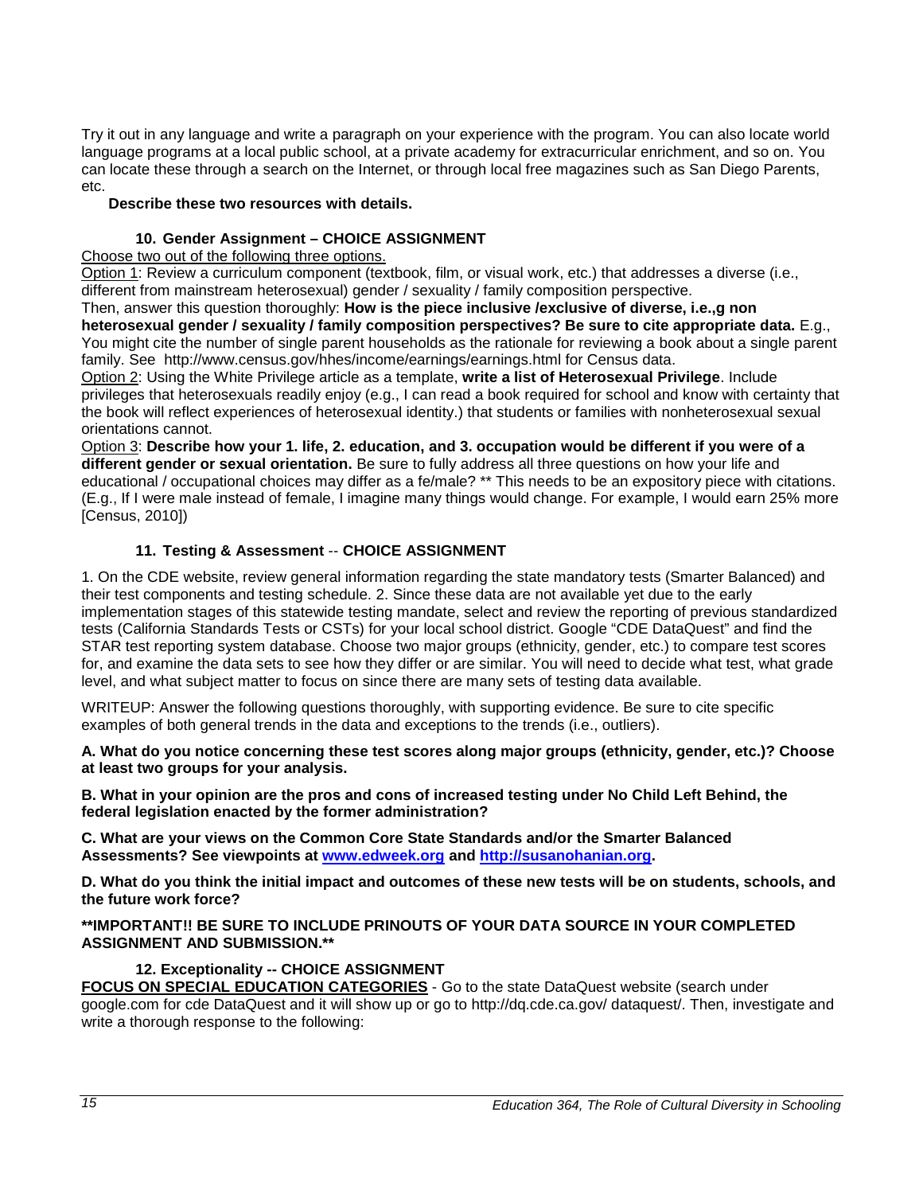Try it out in any language and write a paragraph on your experience with the program. You can also locate world language programs at a local public school, at a private academy for extracurricular enrichment, and so on. You can locate these through a search on the Internet, or through local free magazines such as San Diego Parents, etc.

**Describe these two resources with details.**

### 10. Gender Assignment – CHOICE ASSIGNMENT

<u>Choose two out of the following three options.</u>

<u>Option 1</u>: Review a curriculum component (textbook, film, or visual work, etc.) that addresses a diverse (i.e., different from mainstream heterosexual) gender / sexuality / family composition perspective.

Then, answer this question thoroughly: **How is the piece inclusive /exclusive of diverse, i.e.,g non heterosexual gender / sexuality / family composition perspectives? Be sure to cite appropriate data.** E.g., You might cite the number of single parent households as the rationale for reviewing a book about a single parent family. See http://www.census.gov/hhes/income/earnings/earnings.html for Census data.

<u>Option 2</u>: Using the White Privilege article as a template, **write a list of Heterosexual Privilege**. Include privileges that heterosexuals readily enjoy (e.g., I can read a book required for school and know with certainty that the book will reflect experiences of heterosexual identity.) that students or families with nonheterosexual sexual orientations cannot.

<u>Option 3</u>: **Describe how your 1. life, 2. education, and 3. occupation would be different if you were of a different gender or sexual orientation.** Be sure to fully address all three questions on how your life and educational / occupational choices may differ as a fe/male? ** This needs to be an expository piece with citations. (E.g., If I were male instead of female, I imagine many things would change. For example, I would earn 25% more [Census, 2010])

### 11. Testing & Assessment -- CHOICE ASSIGNMENT

1. On the CDE website, review general information regarding the state mandatory tests (Smarter Balanced) and their test components and testing schedule. 2. Since these data are not available yet due to the early implementation stages of this statewide testing mandate, select and review the reporting of previous standardized tests (California Standards Tests or CSTs) for your local school district. Google "CDE DataQuest" and find the STAR test reporting system database. Choose two major groups (ethnicity, gender, etc.) to compare test scores for, and examine the data sets to see how they differ or are similar. You will need to decide what test, what grade level, and what subject matter to focus on since there are many sets of testing data available.

WRITEUP: Answer the following questions thoroughly, with supporting evidence. Be sure to cite specific examples of both general trends in the data and exceptions to the trends (i.e., outliers).

**A. What do you notice concerning these test scores along major groups (ethnicity, gender, etc.)? Choose at least two groups for your analysis.**

**B. What in your opinion are the pros and cons of increased testing under No Child Left Behind, the federal legislation enacted by the former administration?**

**C. What are your views on the Common Core State Standards and/or the Smarter Balanced Assessments? See viewpoints at [www.edweek.org](http://www.edweek.org) and [http://susanohanian.org](http://susanohanian.org).**

**D. What do you think the initial impact and outcomes of these new tests will be on students, schools, and the future work force?**

****IMPORTANT!! BE SURE TO INCLUDE PRINOUTS OF YOUR DATA SOURCE IN YOUR COMPLETED ASSIGNMENT AND SUBMISSION.****

### 12. Exceptionality -- CHOICE ASSIGNMENT

**<u>FOCUS ON SPECIAL EDUCATION CATEGORIES</u>** - Go to the state DataQuest website (search under google.com for cde DataQuest and it will show up or go to http://dq.cde.ca.gov/ dataquest/. Then, investigate and write a thorough response to the following: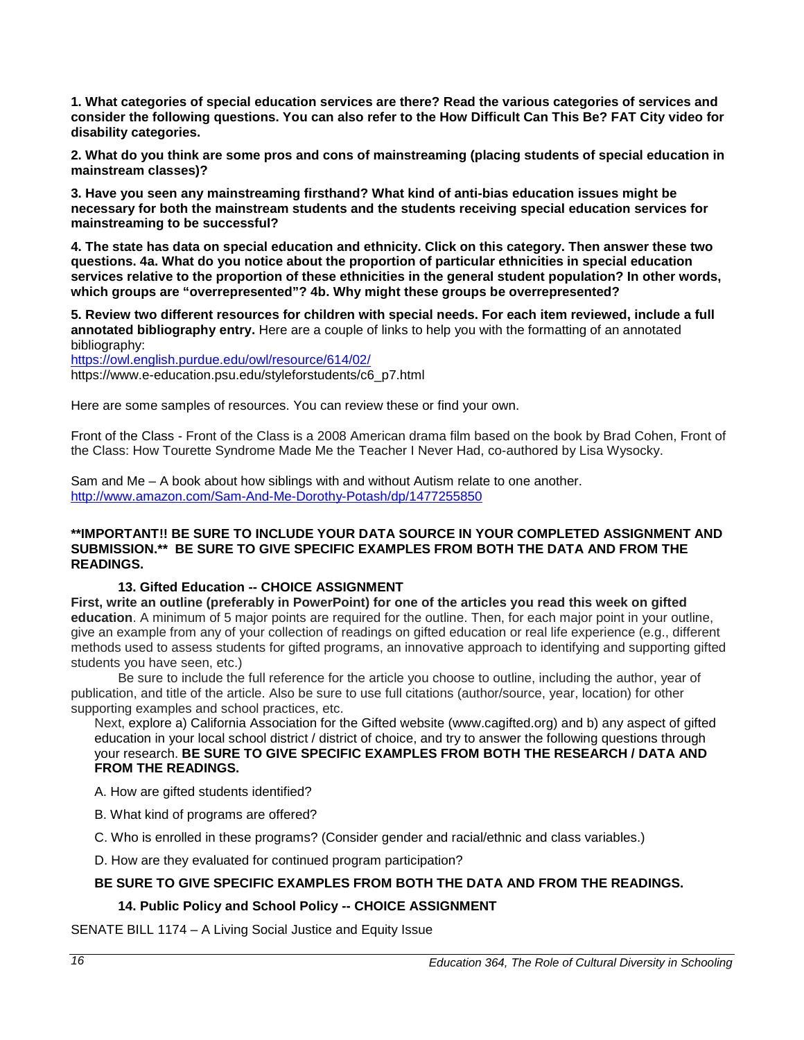**1. What categories of special education services are there? Read the various categories of services and consider the following questions. You can also refer to the How Difficult Can This Be? FAT City video for disability categories.**

**2. What do you think are some pros and cons of mainstreaming (placing students of special education in mainstream classes)?**

**3. Have you seen any mainstreaming firsthand? What kind of anti-bias education issues might be necessary for both the mainstream students and the students receiving special education services for mainstreaming to be successful?**

**4. The state has data on special education and ethnicity. Click on this category. Then answer these two questions. 4a. What do you notice about the proportion of particular ethnicities in special education services relative to the proportion of these ethnicities in the general student population? In other words, which groups are "overrepresented"? 4b. Why might these groups be overrepresented?**

**5. Review two different resources for children with special needs. For each item reviewed, include a full annotated bibliography entry.** Here are a couple of links to help you with the formatting of an annotated bibliography:
https://owl.english.purdue.edu/owl/resource/614/02/
https://www.e-education.psu.edu/styleforstudents/c6_p7.html

Here are some samples of resources. You can review these or find your own.

Front of the Class - Front of the Class is a 2008 American drama film based on the book by Brad Cohen, Front of the Class: How Tourette Syndrome Made Me the Teacher I Never Had, co-authored by Lisa Wysocky.

Sam and Me – A book about how siblings with and without Autism relate to one another.
http://www.amazon.com/Sam-And-Me-Dorothy-Potash/dp/1477255850

**\*\*IMPORTANT!! BE SURE TO INCLUDE YOUR DATA SOURCE IN YOUR COMPLETED ASSIGNMENT AND SUBMISSION.\*\* BE SURE TO GIVE SPECIFIC EXAMPLES FROM BOTH THE DATA AND FROM THE READINGS.**

### 13. Gifted Education -- CHOICE ASSIGNMENT

**First, write an outline (preferably in PowerPoint) for one of the articles you read this week on gifted education**. A minimum of 5 major points are required for the outline. Then, for each major point in your outline, give an example from any of your collection of readings on gifted education or real life experience (e.g., different methods used to assess students for gifted programs, an innovative approach to identifying and supporting gifted students you have seen, etc.)

Be sure to include the full reference for the article you choose to outline, including the author, year of publication, and title of the article. Also be sure to use full citations (author/source, year, location) for other supporting examples and school practices, etc.

Next, explore a) California Association for the Gifted website (www.cagifted.org) and b) any aspect of gifted education in your local school district / district of choice, and try to answer the following questions through your research. **BE SURE TO GIVE SPECIFIC EXAMPLES FROM BOTH THE RESEARCH / DATA AND FROM THE READINGS.**

A. How are gifted students identified?

B. What kind of programs are offered?

C. Who is enrolled in these programs? (Consider gender and racial/ethnic and class variables.)

D. How are they evaluated for continued program participation?

**BE SURE TO GIVE SPECIFIC EXAMPLES FROM BOTH THE DATA AND FROM THE READINGS.**

### 14. Public Policy and School Policy -- CHOICE ASSIGNMENT

SENATE BILL 1174 – A Living Social Justice and Equity Issue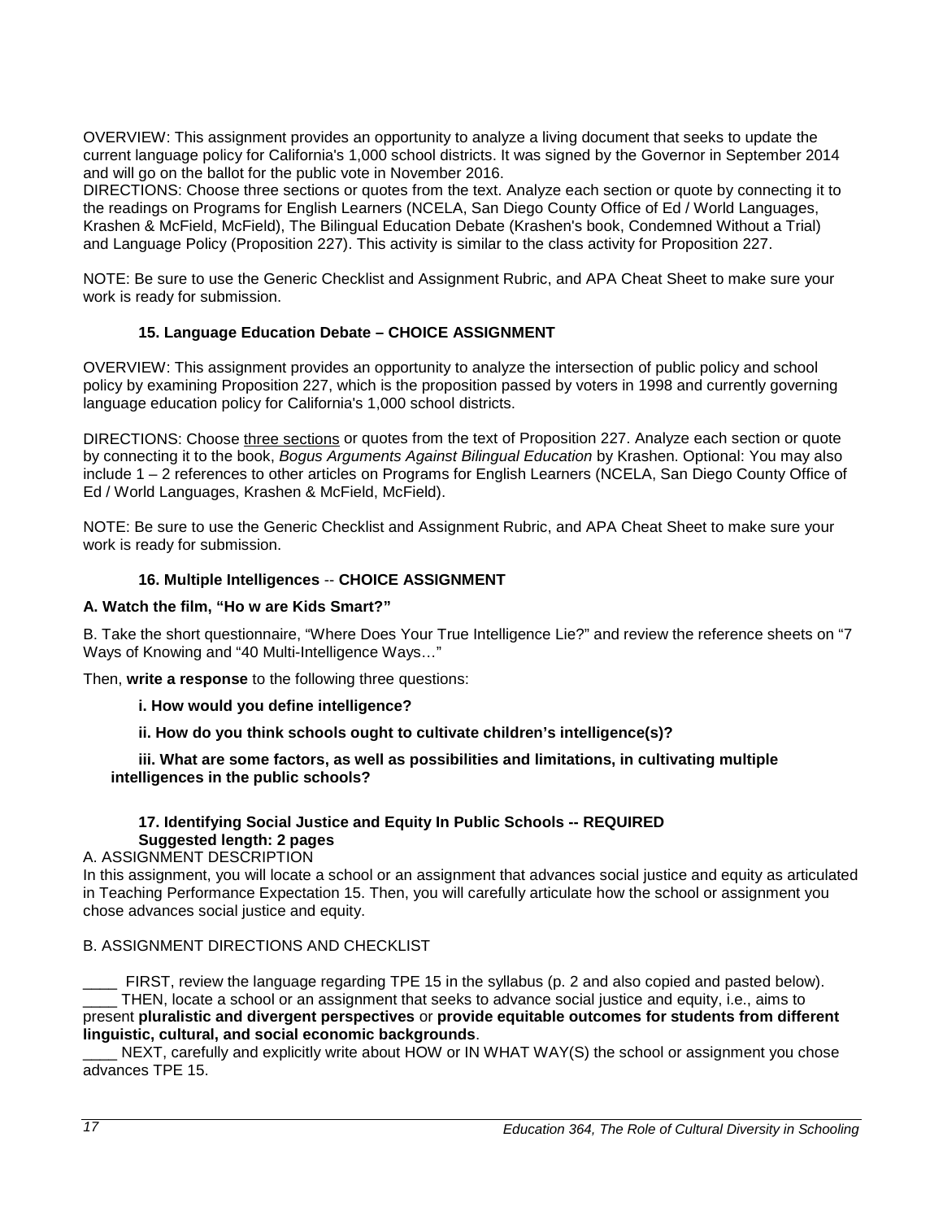OVERVIEW: This assignment provides an opportunity to analyze a living document that seeks to update the current language policy for California's 1,000 school districts. It was signed by the Governor in September 2014 and will go on the ballot for the public vote in November 2016.

DIRECTIONS: Choose three sections or quotes from the text. Analyze each section or quote by connecting it to the readings on Programs for English Learners (NCELA, San Diego County Office of Ed / World Languages, Krashen & McField, McField), The Bilingual Education Debate (Krashen's book, Condemned Without a Trial) and Language Policy (Proposition 227). This activity is similar to the class activity for Proposition 227.

NOTE: Be sure to use the Generic Checklist and Assignment Rubric, and APA Cheat Sheet to make sure your work is ready for submission.

### 15. Language Education Debate – CHOICE ASSIGNMENT

OVERVIEW: This assignment provides an opportunity to analyze the intersection of public policy and school policy by examining Proposition 227, which is the proposition passed by voters in 1998 and currently governing language education policy for California's 1,000 school districts.

DIRECTIONS: Choose three sections or quotes from the text of Proposition 227. Analyze each section or quote by connecting it to the book, *Bogus Arguments Against Bilingual Education* by Krashen. Optional: You may also include 1 – 2 references to other articles on Programs for English Learners (NCELA, San Diego County Office of Ed / World Languages, Krashen & McField, McField).

NOTE: Be sure to use the Generic Checklist and Assignment Rubric, and APA Cheat Sheet to make sure your work is ready for submission.

### 16. Multiple Intelligences -- CHOICE ASSIGNMENT

**A. Watch the film, "Ho w are Kids Smart?"**

B. Take the short questionnaire, "Where Does Your True Intelligence Lie?" and review the reference sheets on "7 Ways of Knowing and "40 Multi-Intelligence Ways…"

Then, **write a response** to the following three questions:

**i. How would you define intelligence?**

**ii. How do you think schools ought to cultivate children's intelligence(s)?**

**iii. What are some factors, as well as possibilities and limitations, in cultivating multiple intelligences in the public schools?**

### 17. Identifying Social Justice and Equity In Public Schools -- REQUIRED
**Suggested length: 2 pages**

A. ASSIGNMENT DESCRIPTION

In this assignment, you will locate a school or an assignment that advances social justice and equity as articulated in Teaching Performance Expectation 15. Then, you will carefully articulate how the school or assignment you chose advances social justice and equity.

B. ASSIGNMENT DIRECTIONS AND CHECKLIST

____ FIRST, review the language regarding TPE 15 in the syllabus (p. 2 and also copied and pasted below).

____ THEN, locate a school or an assignment that seeks to advance social justice and equity, i.e., aims to present **pluralistic and divergent perspectives** or **provide equitable outcomes for students from different linguistic, cultural, and social economic backgrounds**.

____ NEXT, carefully and explicitly write about HOW or IN WHAT WAY(S) the school or assignment you chose advances TPE 15.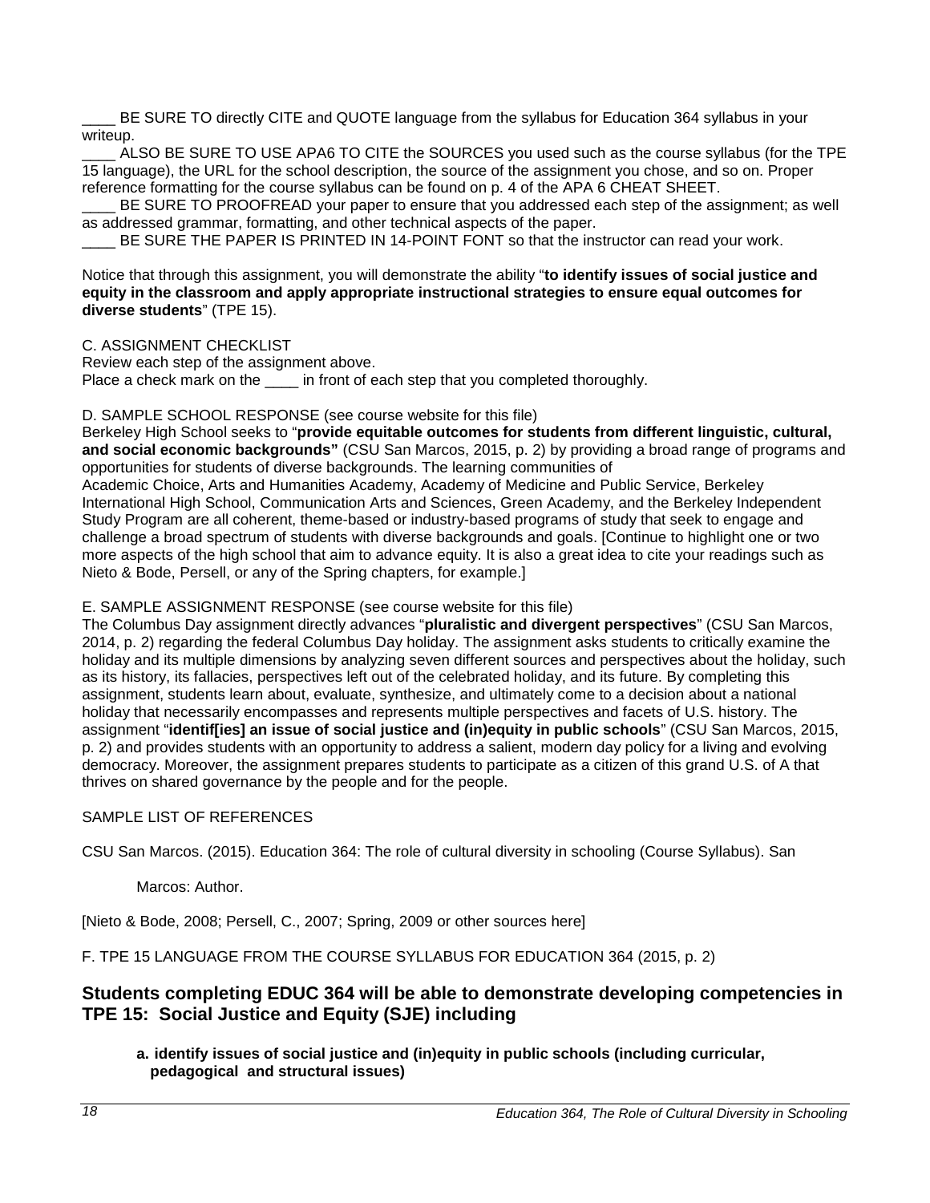____ BE SURE TO directly CITE and QUOTE language from the syllabus for Education 364 syllabus in your writeup.

____ ALSO BE SURE TO USE APA6 TO CITE the SOURCES you used such as the course syllabus (for the TPE 15 language), the URL for the school description, the source of the assignment you chose, and so on. Proper reference formatting for the course syllabus can be found on p. 4 of the APA 6 CHEAT SHEET.

____ BE SURE TO PROOFREAD your paper to ensure that you addressed each step of the assignment; as well as addressed grammar, formatting, and other technical aspects of the paper.

____ BE SURE THE PAPER IS PRINTED IN 14-POINT FONT so that the instructor can read your work.

Notice that through this assignment, you will demonstrate the ability "**to identify issues of social justice and equity in the classroom and apply appropriate instructional strategies to ensure equal outcomes for diverse students**" (TPE 15).

C. ASSIGNMENT CHECKLIST

Review each step of the assignment above.

Place a check mark on the ____ in front of each step that you completed thoroughly.

D. SAMPLE SCHOOL RESPONSE (see course website for this file)

Berkeley High School seeks to "**provide equitable outcomes for students from different linguistic, cultural, and social economic backgrounds"** (CSU San Marcos, 2015, p. 2) by providing a broad range of programs and opportunities for students of diverse backgrounds. The learning communities of Academic Choice, Arts and Humanities Academy, Academy of Medicine and Public Service, Berkeley International High School, Communication Arts and Sciences, Green Academy, and the Berkeley Independent Study Program are all coherent, theme-based or industry-based programs of study that seek to engage and challenge a broad spectrum of students with diverse backgrounds and goals. [Continue to highlight one or two more aspects of the high school that aim to advance equity. It is also a great idea to cite your readings such as Nieto & Bode, Persell, or any of the Spring chapters, for example.]

E. SAMPLE ASSIGNMENT RESPONSE (see course website for this file)

The Columbus Day assignment directly advances "**pluralistic and divergent perspectives**" (CSU San Marcos, 2014, p. 2) regarding the federal Columbus Day holiday. The assignment asks students to critically examine the holiday and its multiple dimensions by analyzing seven different sources and perspectives about the holiday, such as its history, its fallacies, perspectives left out of the celebrated holiday, and its future. By completing this assignment, students learn about, evaluate, synthesize, and ultimately come to a decision about a national holiday that necessarily encompasses and represents multiple perspectives and facets of U.S. history. The assignment "**identif[ies] an issue of social justice and (in)equity in public schools**" (CSU San Marcos, 2015, p. 2) and provides students with an opportunity to address a salient, modern day policy for a living and evolving democracy. Moreover, the assignment prepares students to participate as a citizen of this grand U.S. of A that thrives on shared governance by the people and for the people.

SAMPLE LIST OF REFERENCES

CSU San Marcos. (2015). Education 364: The role of cultural diversity in schooling (Course Syllabus). San Marcos: Author.

[Nieto & Bode, 2008; Persell, C., 2007; Spring, 2009 or other sources here]

F. TPE 15 LANGUAGE FROM THE COURSE SYLLABUS FOR EDUCATION 364 (2015, p. 2)

### Students completing EDUC 364 will be able to demonstrate developing competencies in TPE 15: Social Justice and Equity (SJE) including

**a. identify issues of social justice and (in)equity in public schools (including curricular, pedagogical and structural issues)**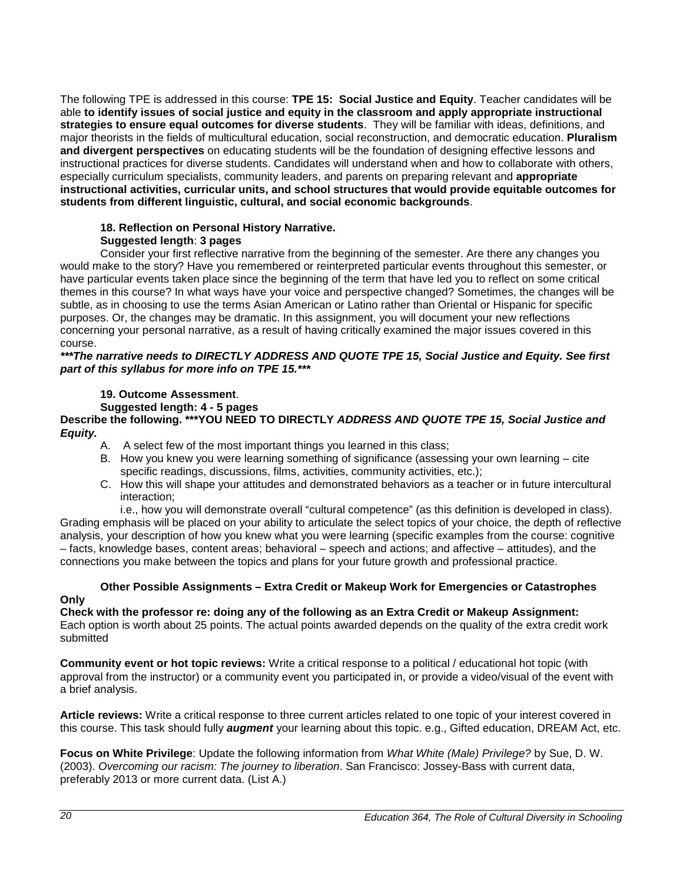The following TPE is addressed in this course: **TPE 15: Social Justice and Equity**. Teacher candidates will be able **to identify issues of social justice and equity in the classroom and apply appropriate instructional strategies to ensure equal outcomes for diverse students**. They will be familiar with ideas, definitions, and major theorists in the fields of multicultural education, social reconstruction, and democratic education. **Pluralism and divergent perspectives** on educating students will be the foundation of designing effective lessons and instructional practices for diverse students. Candidates will understand when and how to collaborate with others, especially curriculum specialists, community leaders, and parents on preparing relevant and **appropriate instructional activities, curricular units, and school structures that would provide equitable outcomes for students from different linguistic, cultural, and social economic backgrounds**.

**18. Reflection on Personal History Narrative.**
**Suggested length**: **3 pages**

Consider your first reflective narrative from the beginning of the semester. Are there any changes you would make to the story? Have you remembered or reinterpreted particular events throughout this semester, or have particular events taken place since the beginning of the term that have led you to reflect on some critical themes in this course? In what ways have your voice and perspective changed? Sometimes, the changes will be subtle, as in choosing to use the terms Asian American or Latino rather than Oriental or Hispanic for specific purposes. Or, the changes may be dramatic. In this assignment, you will document your new reflections concerning your personal narrative, as a result of having critically examined the major issues covered in this course.

***\*\*\*The narrative needs to DIRECTLY ADDRESS AND QUOTE TPE 15, Social Justice and Equity. See first part of this syllabus for more info on TPE 15.\*\*\****

**19. Outcome Assessment**.
**Suggested length: 4 - 5 pages**

**Describe the following. \*\*\*YOU NEED TO DIRECTLY *ADDRESS AND QUOTE TPE 15, Social Justice and Equity.***

A. A select few of the most important things you learned in this class;
B. How you knew you were learning something of significance (assessing your own learning – cite specific readings, discussions, films, activities, community activities, etc.);
C. How this will shape your attitudes and demonstrated behaviors as a teacher or in future intercultural interaction;
   i.e., how you will demonstrate overall "cultural competence" (as this definition is developed in class).

Grading emphasis will be placed on your ability to articulate the select topics of your choice, the depth of reflective analysis, your description of how you knew what you were learning (specific examples from the course: cognitive – facts, knowledge bases, content areas; behavioral – speech and actions; and affective – attitudes), and the connections you make between the topics and plans for your future growth and professional practice.

**Other Possible Assignments – Extra Credit or Makeup Work for Emergencies or Catastrophes Only**

**Check with the professor re: doing any of the following as an Extra Credit or Makeup Assignment:**
Each option is worth about 25 points. The actual points awarded depends on the quality of the extra credit work submitted

**Community event or hot topic reviews:** Write a critical response to a political / educational hot topic (with approval from the instructor) or a community event you participated in, or provide a video/visual of the event with a brief analysis.

**Article reviews:** Write a critical response to three current articles related to one topic of your interest covered in this course. This task should fully ***augment*** your learning about this topic. e.g., Gifted education, DREAM Act, etc.

**Focus on White Privilege**: Update the following information from *What White (Male) Privilege?* by Sue, D. W. (2003). *Overcoming our racism: The journey to liberation*. San Francisco: Jossey-Bass with current data, preferably 2013 or more current data. (List A.)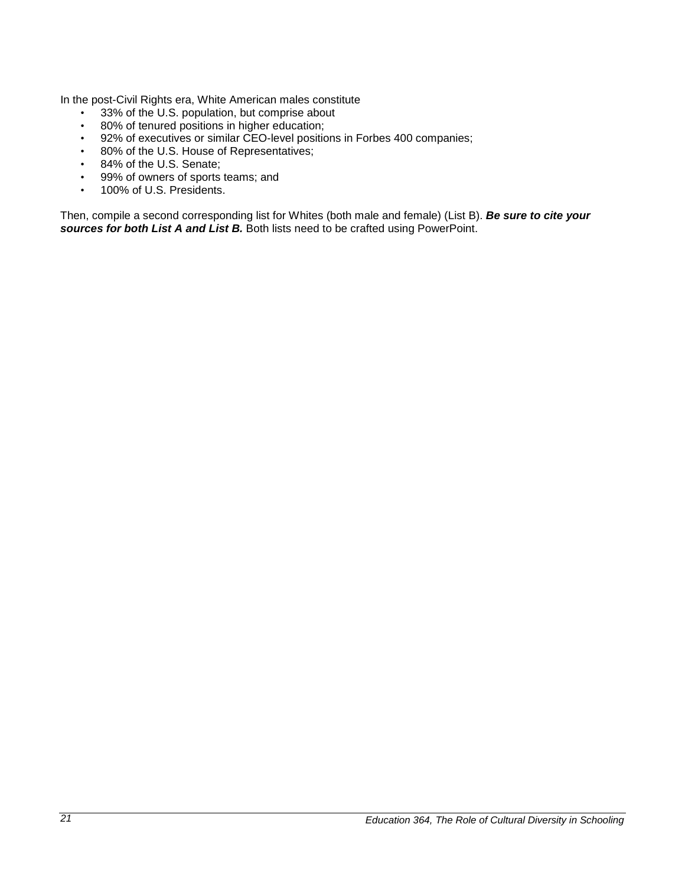In the post-Civil Rights era, White American males constitute

- 33% of the U.S. population, but comprise about
- 80% of tenured positions in higher education;
- 92% of executives or similar CEO-level positions in Forbes 400 companies;
- 80% of the U.S. House of Representatives;
- 84% of the U.S. Senate;
- 99% of owners of sports teams; and
- 100% of U.S. Presidents.

Then, compile a second corresponding list for Whites (both male and female) (List B). ***Be sure to cite your sources for both List A and List B.*** Both lists need to be crafted using PowerPoint.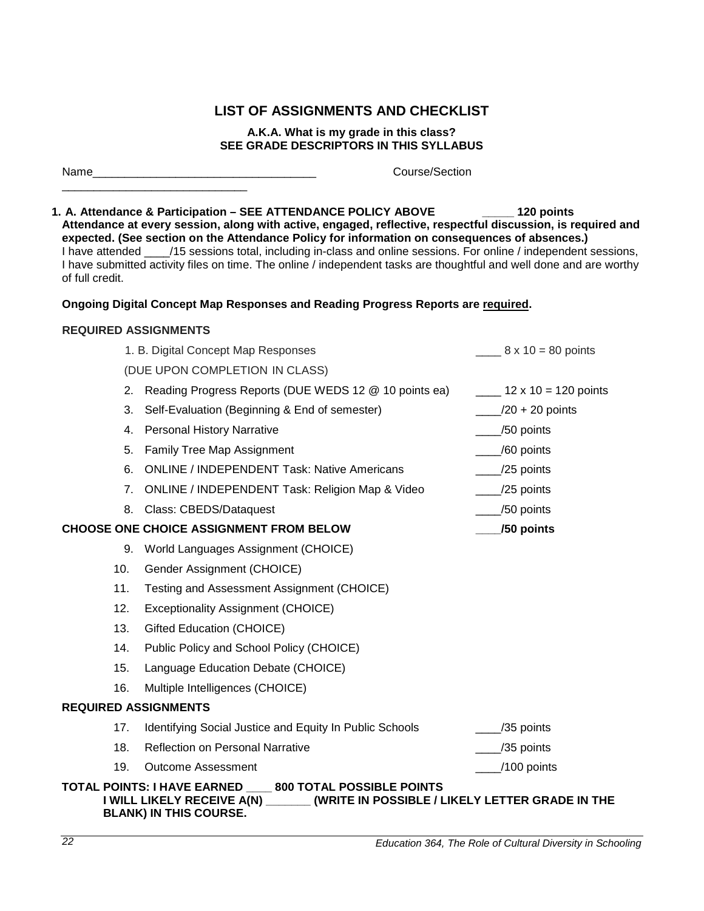## LIST OF ASSIGNMENTS AND CHECKLIST

**A.K.A. What is my grade in this class?**
**SEE GRADE DESCRIPTORS IN THIS SYLLABUS**

Name___________________________________ Course/Section _____________________________

**1. A. Attendance & Participation – SEE ATTENDANCE POLICY ABOVE _____ 120 points**
**Attendance at every session, along with active, engaged, reflective, respectful discussion, is required and expected. (See section on the Attendance Policy for information on consequences of absences.)**
I have attended ____/15 sessions total, including in-class and online sessions. For online / independent sessions, I have submitted activity files on time. The online / independent tasks are thoughtful and well done and are worthy of full credit.

**Ongoing Digital Concept Map Responses and Reading Progress Reports are required.**

**REQUIRED ASSIGNMENTS**

| | | |
|---|---|---|
| 1. B. | Digital Concept Map Responses (DUE UPON COMPLETION IN CLASS) | ____ 8 x 10 = 80 points |
| 2. | Reading Progress Reports (DUE WEDS 12 @ 10 points ea) | ____ 12 x 10 = 120 points |
| 3. | Self-Evaluation (Beginning & End of semester) | ____/20 + 20 points |
| 4. | Personal History Narrative | ____/50 points |
| 5. | Family Tree Map Assignment | ____/60 points |
| 6. | ONLINE / INDEPENDENT Task: Native Americans | ____/25 points |
| 7. | ONLINE / INDEPENDENT Task: Religion Map & Video | ____/25 points |
| 8. | Class: CBEDS/Dataquest | ____/50 points |

**CHOOSE ONE CHOICE ASSIGNMENT FROM BELOW ____/50 points**

9. World Languages Assignment (CHOICE)
10. Gender Assignment (CHOICE)
11. Testing and Assessment Assignment (CHOICE)
12. Exceptionality Assignment (CHOICE)
13. Gifted Education (CHOICE)
14. Public Policy and School Policy (CHOICE)
15. Language Education Debate (CHOICE)
16. Multiple Intelligences (CHOICE)

**REQUIRED ASSIGNMENTS**

| | | |
|---|---|---|
| 17. | Identifying Social Justice and Equity In Public Schools | ____/35 points |
| 18. | Reflection on Personal Narrative | ____/35 points |
| 19. | Outcome Assessment | ____/100 points |

**TOTAL POINTS: I HAVE EARNED ____ 800 TOTAL POSSIBLE POINTS**
**I WILL LIKELY RECEIVE A(N) _______ (WRITE IN POSSIBLE / LIKELY LETTER GRADE IN THE BLANK) IN THIS COURSE.**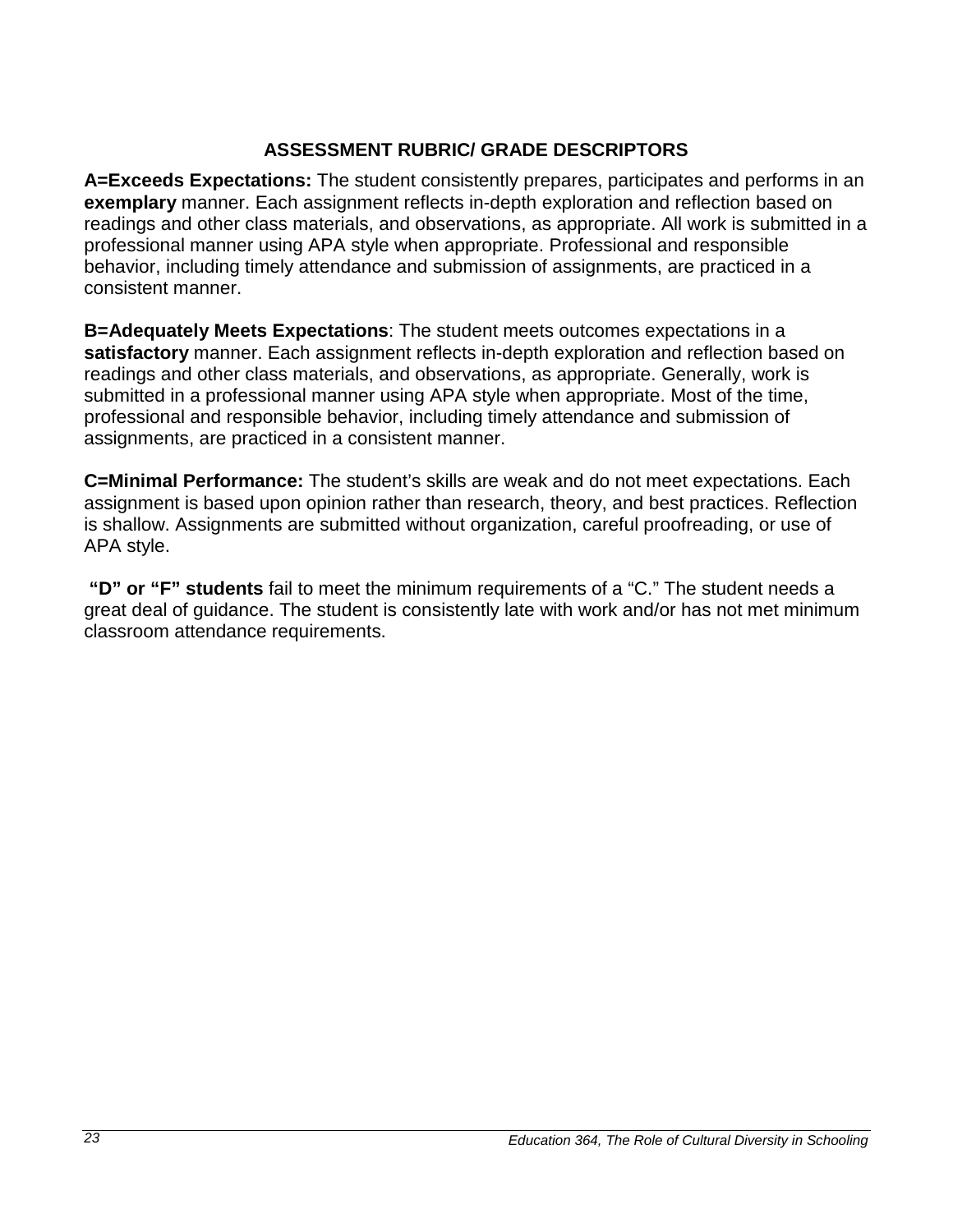## ASSESSMENT RUBRIC/ GRADE DESCRIPTORS

**A=Exceeds Expectations:** The student consistently prepares, participates and performs in an **exemplary** manner. Each assignment reflects in-depth exploration and reflection based on readings and other class materials, and observations, as appropriate. All work is submitted in a professional manner using APA style when appropriate. Professional and responsible behavior, including timely attendance and submission of assignments, are practiced in a consistent manner.

**B=Adequately Meets Expectations**: The student meets outcomes expectations in a **satisfactory** manner. Each assignment reflects in-depth exploration and reflection based on readings and other class materials, and observations, as appropriate. Generally, work is submitted in a professional manner using APA style when appropriate. Most of the time, professional and responsible behavior, including timely attendance and submission of assignments, are practiced in a consistent manner.

**C=Minimal Performance:** The student's skills are weak and do not meet expectations. Each assignment is based upon opinion rather than research, theory, and best practices. Reflection is shallow. Assignments are submitted without organization, careful proofreading, or use of APA style.

**"D" or "F" students** fail to meet the minimum requirements of a "C." The student needs a great deal of guidance. The student is consistently late with work and/or has not met minimum classroom attendance requirements.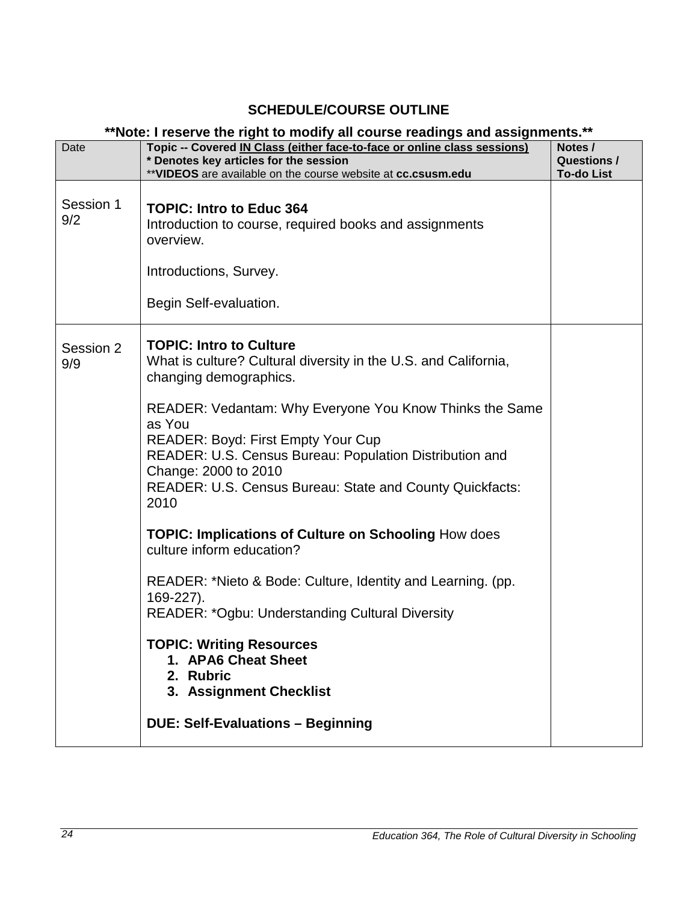## SCHEDULE/COURSE OUTLINE

### **Note: I reserve the right to modify all course readings and assignments.**

| Date | Topic -- Covered IN Class (either face-to-face or online class sessions)<br>* Denotes key articles for the session<br>**VIDEOS are available on the course website at cc.csusm.edu | Notes / Questions / To-do List |
|---|---|---|
| Session 1<br>9/2 | **TOPIC: Intro to Educ 364**<br>Introduction to course, required books and assignments overview.<br><br>Introductions, Survey.<br><br>Begin Self-evaluation. | |
| Session 2<br>9/9 | **TOPIC: Intro to Culture**<br>What is culture? Cultural diversity in the U.S. and California, changing demographics.<br><br>READER: Vedantam: Why Everyone You Know Thinks the Same as You<br>READER: Boyd: First Empty Your Cup<br>READER: U.S. Census Bureau: Population Distribution and Change: 2000 to 2010<br>READER: U.S. Census Bureau: State and County Quickfacts: 2010<br><br>**TOPIC: Implications of Culture on Schooling** How does culture inform education?<br><br>READER: *Nieto & Bode: Culture, Identity and Learning. (pp. 169-227).<br>READER: *Ogbu: Understanding Cultural Diversity<br><br>**TOPIC: Writing Resources**<br>**1. APA6 Cheat Sheet**<br>**2. Rubric**<br>**3. Assignment Checklist**<br><br>**DUE: Self-Evaluations – Beginning** | |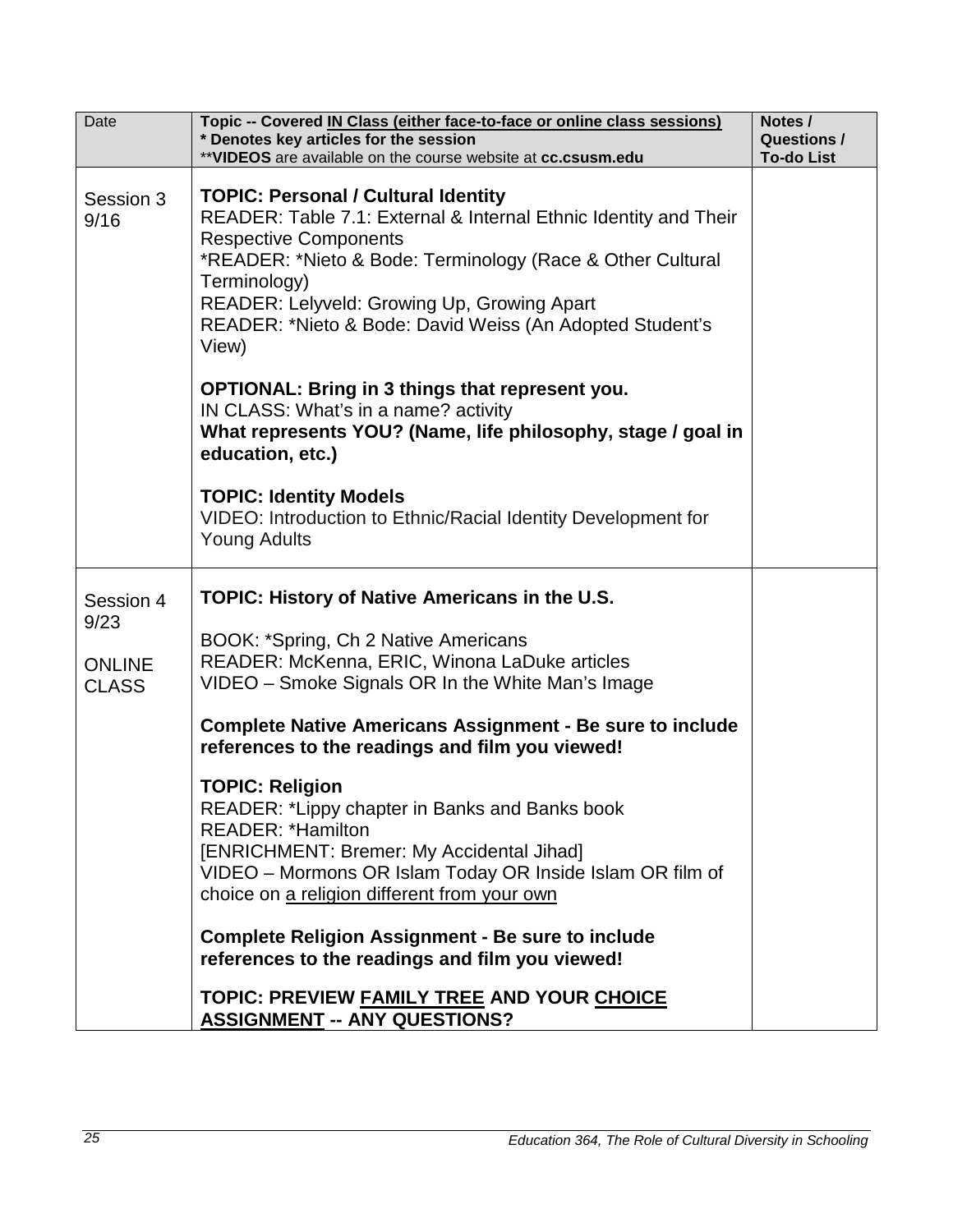| Date | **Topic -- Covered IN Class (either face-to-face or online class sessions)**<br>**\* Denotes key articles for the session**<br>\*\***VIDEOS** are available on the course website at **cc.csusm.edu** | **Notes / Questions / To-do List** |
|---|---|---|
| Session 3<br>9/16 | **TOPIC: Personal / Cultural Identity**<br>READER: Table 7.1: External & Internal Ethnic Identity and Their Respective Components<br>\*READER: \*Nieto & Bode: Terminology (Race & Other Cultural Terminology)<br>READER: Lelyveld: Growing Up, Growing Apart<br>READER: \*Nieto & Bode: David Weiss (An Adopted Student's View)<br><br>**OPTIONAL: Bring in 3 things that represent you.**<br>IN CLASS: What's in a name? activity<br>**What represents YOU? (Name, life philosophy, stage / goal in education, etc.)**<br><br>**TOPIC: Identity Models**<br>VIDEO: Introduction to Ethnic/Racial Identity Development for Young Adults | |
| Session 4<br>9/23<br><br>ONLINE CLASS | **TOPIC: History of Native Americans in the U.S.**<br><br>BOOK: \*Spring, Ch 2 Native Americans<br>READER: McKenna, ERIC, Winona LaDuke articles<br>VIDEO – Smoke Signals OR In the White Man's Image<br><br>**Complete Native Americans Assignment - Be sure to include references to the readings and film you viewed!**<br><br>**TOPIC: Religion**<br>READER: \*Lippy chapter in Banks and Banks book<br>READER: \*Hamilton<br>[ENRICHMENT: Bremer: My Accidental Jihad]<br>VIDEO – Mormons OR Islam Today OR Inside Islam OR film of choice on <u>a religion different from your own</u><br><br>**Complete Religion Assignment - Be sure to include references to the readings and film you viewed!**<br><br>**TOPIC: PREVIEW <u>FAMILY TREE</u> AND YOUR <u>CHOICE ASSIGNMENT</u> -- ANY QUESTIONS?** | |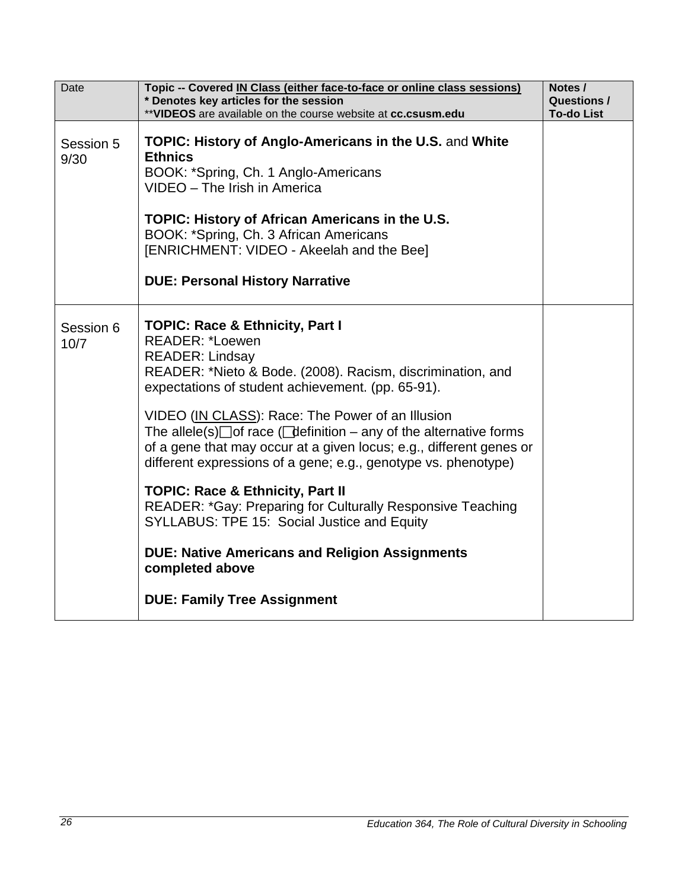| Date | **Topic -- Covered IN Class (either face-to-face or online class sessions)**<br>**\* Denotes key articles for the session**<br>\*\***VIDEOS** are available on the course website at **cc.csusm.edu** | **Notes / Questions / To-do List** |
| --- | --- | --- |
| Session 5<br>9/30 | **TOPIC: History of Anglo-Americans in the U.S.** and **White Ethnics**<br>BOOK: *Spring, Ch. 1 Anglo-Americans<br>VIDEO – The Irish in America<br><br>**TOPIC: History of African Americans in the U.S.**<br>BOOK: *Spring, Ch. 3 African Americans<br>[ENRICHMENT: VIDEO - Akeelah and the Bee]<br><br>**DUE: Personal History Narrative** | |
| Session 6<br>10/7 | **TOPIC: Race & Ethnicity, Part I**<br>READER: *Loewen<br>READER: Lindsay<br>READER: *Nieto & Bode. (2008). Racism, discrimination, and expectations of student achievement. (pp. 65-91).<br><br>VIDEO (IN CLASS): Race: The Power of an Illusion<br>The allele(s) of race ( definition – any of the alternative forms of a gene that may occur at a given locus; e.g., different genes or different expressions of a gene; e.g., genotype vs. phenotype)<br><br>**TOPIC: Race & Ethnicity, Part II**<br>READER: *Gay: Preparing for Culturally Responsive Teaching<br>SYLLABUS: TPE 15: Social Justice and Equity<br><br>**DUE: Native Americans and Religion Assignments completed above**<br><br>**DUE: Family Tree Assignment** | |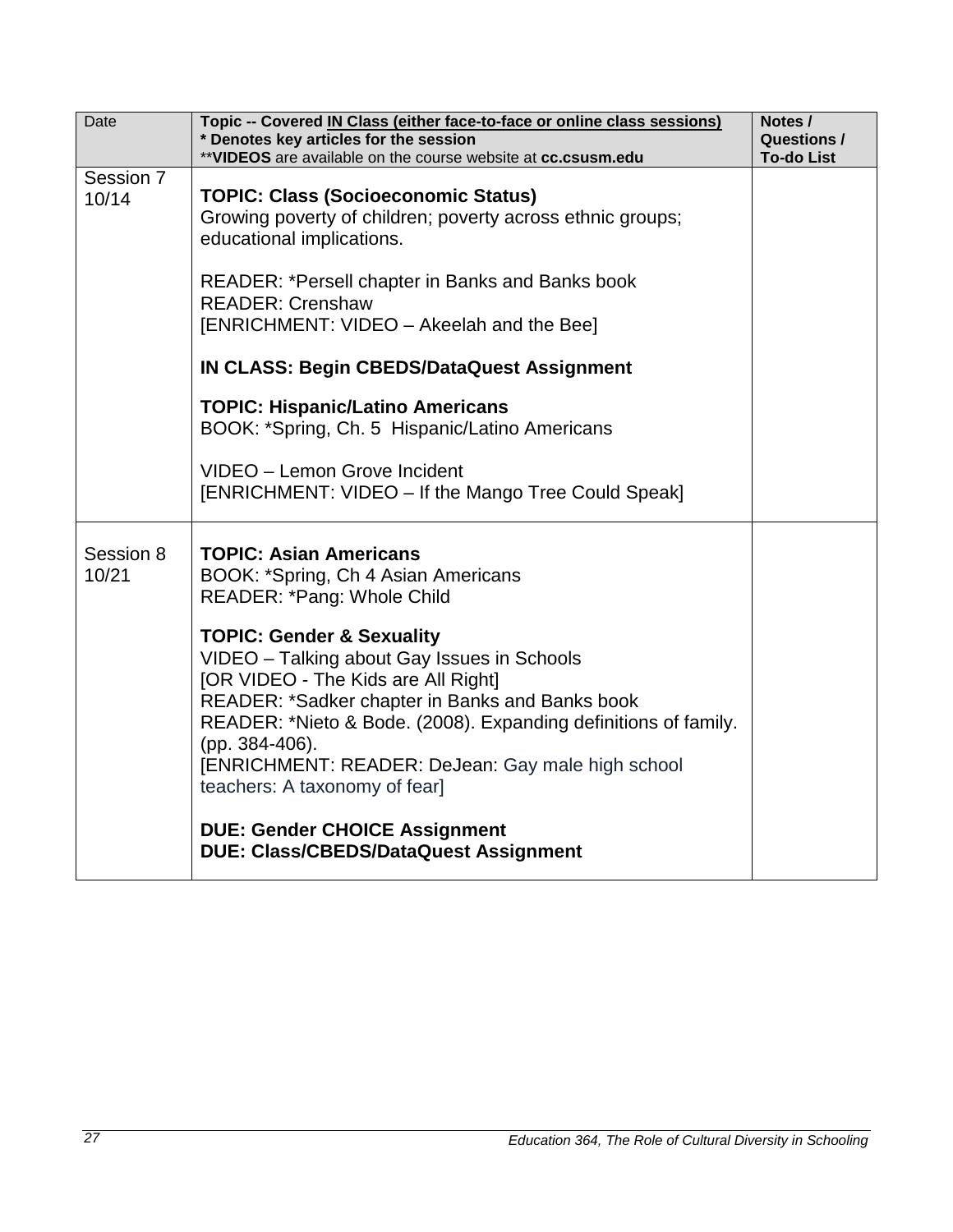| Date | Topic -- Covered IN Class (either face-to-face or online class sessions)<br>* Denotes key articles for the session<br>**VIDEOS are available on the course website at cc.csusm.edu | Notes / Questions / To-do List |
|---|---|---|
| Session 7<br>10/14 | **TOPIC: Class (Socioeconomic Status)**<br>Growing poverty of children; poverty across ethnic groups; educational implications.<br><br>READER: *Persell chapter in Banks and Banks book<br>READER: Crenshaw<br>[ENRICHMENT: VIDEO – Akeelah and the Bee]<br><br>**IN CLASS: Begin CBEDS/DataQuest Assignment**<br><br>**TOPIC: Hispanic/Latino Americans**<br>BOOK: *Spring, Ch. 5 Hispanic/Latino Americans<br><br>VIDEO – Lemon Grove Incident<br>[ENRICHMENT: VIDEO – If the Mango Tree Could Speak] | |
| Session 8<br>10/21 | **TOPIC: Asian Americans**<br>BOOK: *Spring, Ch 4 Asian Americans<br>READER: *Pang: Whole Child<br><br>**TOPIC: Gender & Sexuality**<br>VIDEO – Talking about Gay Issues in Schools<br>[OR VIDEO - The Kids are All Right]<br>READER: *Sadker chapter in Banks and Banks book<br>READER: *Nieto & Bode. (2008). Expanding definitions of family. (pp. 384-406).<br>[ENRICHMENT: READER: DeJean: Gay male high school teachers: A taxonomy of fear]<br><br>**DUE: Gender CHOICE Assignment**<br>**DUE: Class/CBEDS/DataQuest Assignment** | |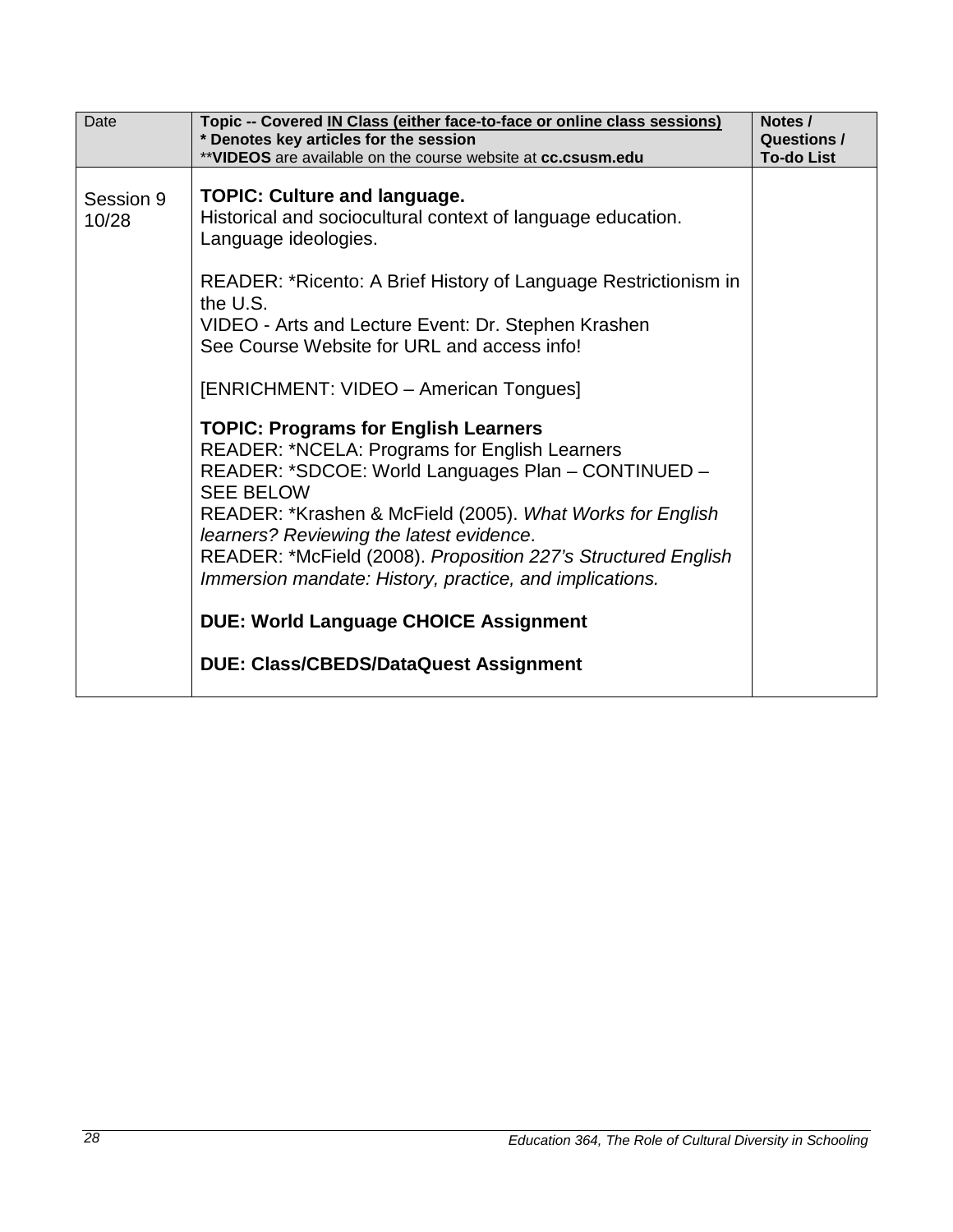| Date | Topic -- Covered IN Class (either face-to-face or online class sessions)<br>* Denotes key articles for the session<br>**VIDEOS are available on the course website at cc.csusm.edu | Notes / Questions / To-do List |
|---|---|---|
| Session 9<br>10/28 | **TOPIC: Culture and language.**<br>Historical and sociocultural context of language education. Language ideologies.<br><br>READER: *Ricento: A Brief History of Language Restrictionism in the U.S.<br>VIDEO - Arts and Lecture Event: Dr. Stephen Krashen<br>See Course Website for URL and access info!<br><br>[ENRICHMENT: VIDEO – American Tongues]<br><br>**TOPIC: Programs for English Learners**<br>READER: *NCELA: Programs for English Learners<br>READER: *SDCOE: World Languages Plan – CONTINUED – SEE BELOW<br>READER: *Krashen & McField (2005). *What Works for English learners? Reviewing the latest evidence*.<br>READER: *McField (2008). *Proposition 227's Structured English Immersion mandate: History, practice, and implications.*<br><br>**DUE: World Language CHOICE Assignment**<br><br>**DUE: Class/CBEDS/DataQuest Assignment** | |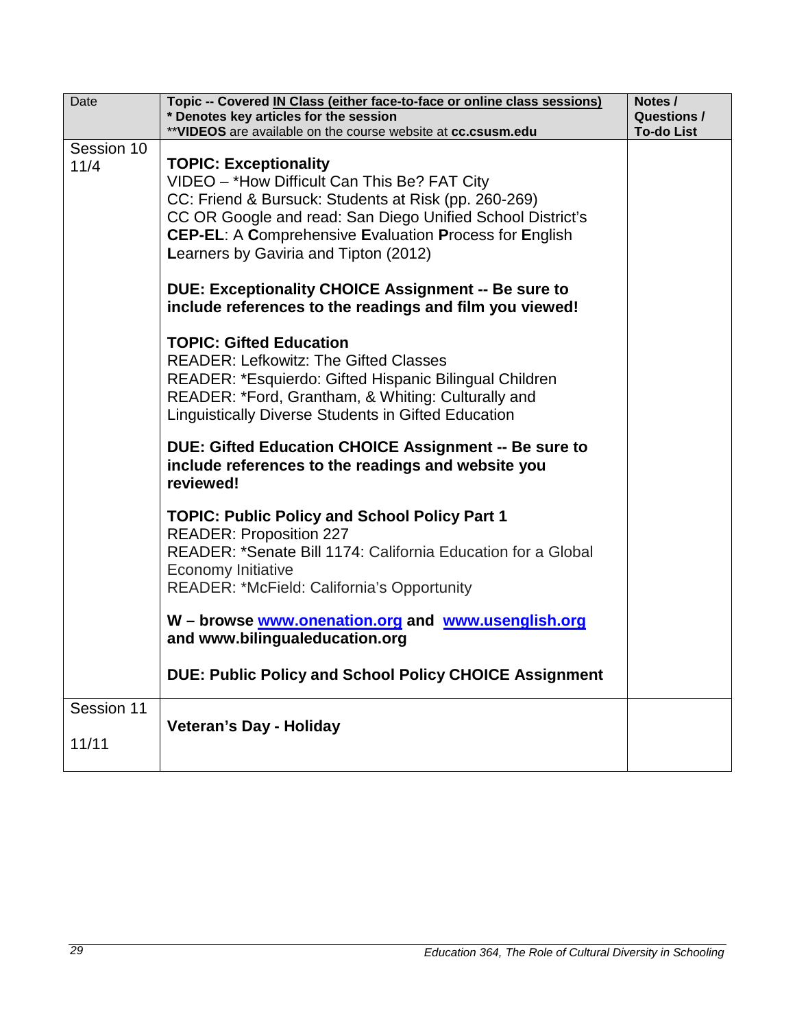| Date | Topic -- Covered IN Class (either face-to-face or online class sessions)<br>**\* Denotes key articles for the session**<br>\*\***VIDEOS** are available on the course website at **cc.csusm.edu** | Notes / Questions / To-do List |
|---|---|---|
| Session 10<br>11/4 | **TOPIC: Exceptionality**<br>VIDEO – *How Difficult Can This Be? FAT City<br>CC: Friend & Bursuck: Students at Risk (pp. 260-269)<br>CC OR Google and read: San Diego Unified School District's **CEP-EL**: A **C**omprehensive **E**valuation **P**rocess for **E**nglish **L**earners by Gaviria and Tipton (2012)<br><br>**DUE: Exceptionality CHOICE Assignment -- Be sure to include references to the readings and film you viewed!**<br><br>**TOPIC: Gifted Education**<br>READER: Lefkowitz: The Gifted Classes<br>READER: *Esquierdo: Gifted Hispanic Bilingual Children<br>READER: *Ford, Grantham, & Whiting: Culturally and Linguistically Diverse Students in Gifted Education<br><br>**DUE: Gifted Education CHOICE Assignment -- Be sure to include references to the readings and website you reviewed!**<br><br>**TOPIC: Public Policy and School Policy Part 1**<br>READER: Proposition 227<br>READER: *Senate Bill 1174: California Education for a Global Economy Initiative<br>READER: *McField: California's Opportunity<br><br>**W – browse www.onenation.org and www.usenglish.org and www.bilingualeducation.org**<br><br>**DUE: Public Policy and School Policy CHOICE Assignment** | |
| Session 11<br>11/11 | **Veteran's Day - Holiday** | |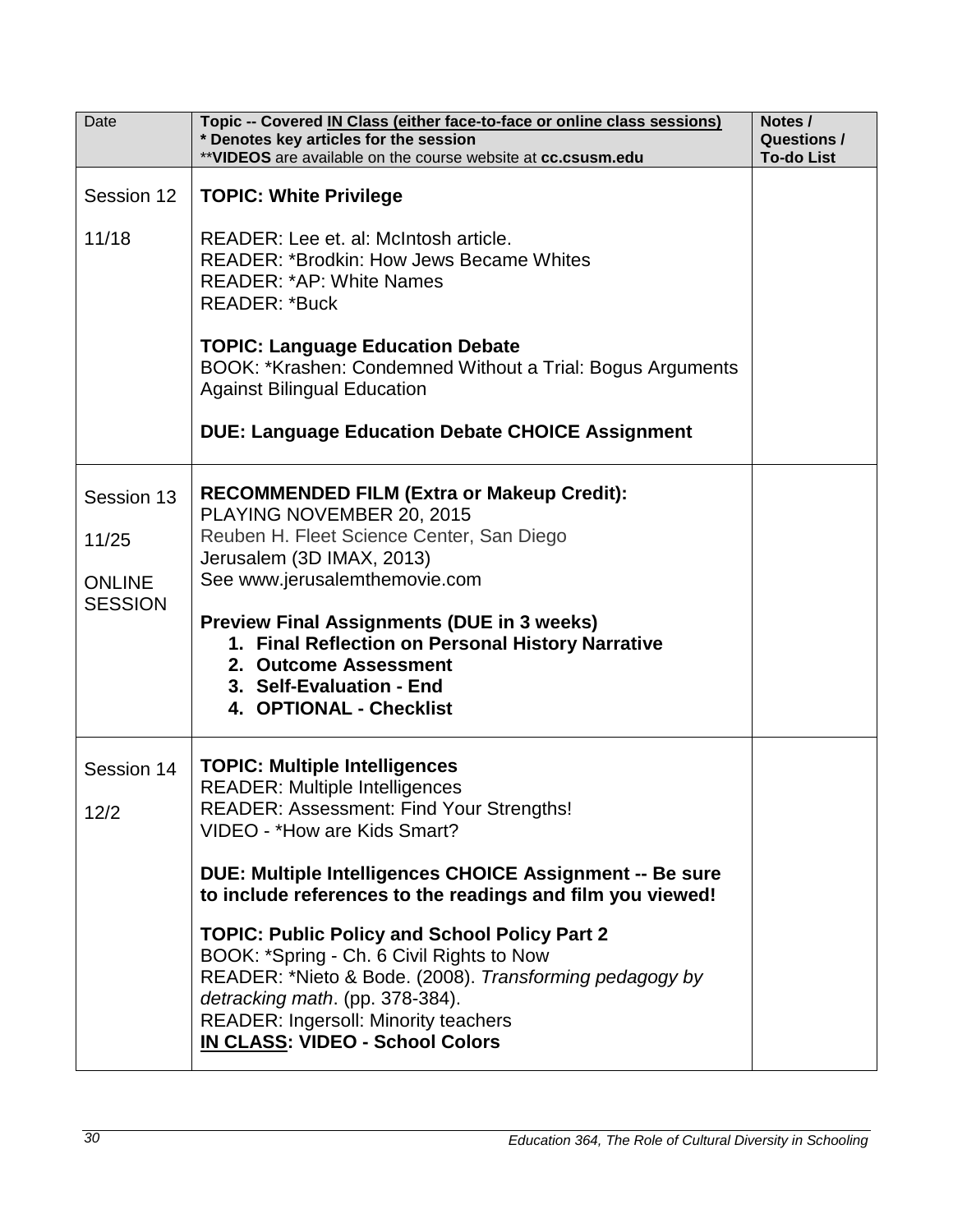| Date | **Topic -- Covered <u>IN Class</u> (either face-to-face or online class sessions)**<br>**\* Denotes key articles for the session**<br>\*\***VIDEOS** are available on the course website at **cc.csusm.edu** | **Notes / Questions / To-do List** |
|---|---|---|
| Session 12<br><br>11/18 | **TOPIC: White Privilege**<br><br>READER: Lee et. al: McIntosh article.<br>READER: *Brodkin: How Jews Became Whites<br>READER: *AP: White Names<br>READER: *Buck<br><br>**TOPIC: Language Education Debate**<br>BOOK: *Krashen: Condemned Without a Trial: Bogus Arguments Against Bilingual Education<br><br>**DUE: Language Education Debate CHOICE Assignment** | |
| Session 13<br><br>11/25<br><br>ONLINE SESSION | **RECOMMENDED FILM (Extra or Makeup Credit):**<br>PLAYING NOVEMBER 20, 2015<br>Reuben H. Fleet Science Center, San Diego<br>Jerusalem (3D IMAX, 2013)<br>See www.jerusalemthemovie.com<br><br>**Preview Final Assignments (DUE in 3 weeks)**<br>**1. Final Reflection on Personal History Narrative**<br>**2. Outcome Assessment**<br>**3. Self-Evaluation - End**<br>**4. OPTIONAL - Checklist** | |
| Session 14<br><br>12/2 | **TOPIC: Multiple Intelligences**<br>READER: Multiple Intelligences<br>READER: Assessment: Find Your Strengths!<br>VIDEO - *How are Kids Smart?<br><br>**DUE: Multiple Intelligences CHOICE Assignment -- Be sure to include references to the readings and film you viewed!**<br><br>**TOPIC: Public Policy and School Policy Part 2**<br>BOOK: *Spring - Ch. 6 Civil Rights to Now<br>READER: *Nieto & Bode. (2008). *Transforming pedagogy by detracking math*. (pp. 378-384).<br>READER: Ingersoll: Minority teachers<br>**<u>IN CLASS</u>: VIDEO - School Colors** | |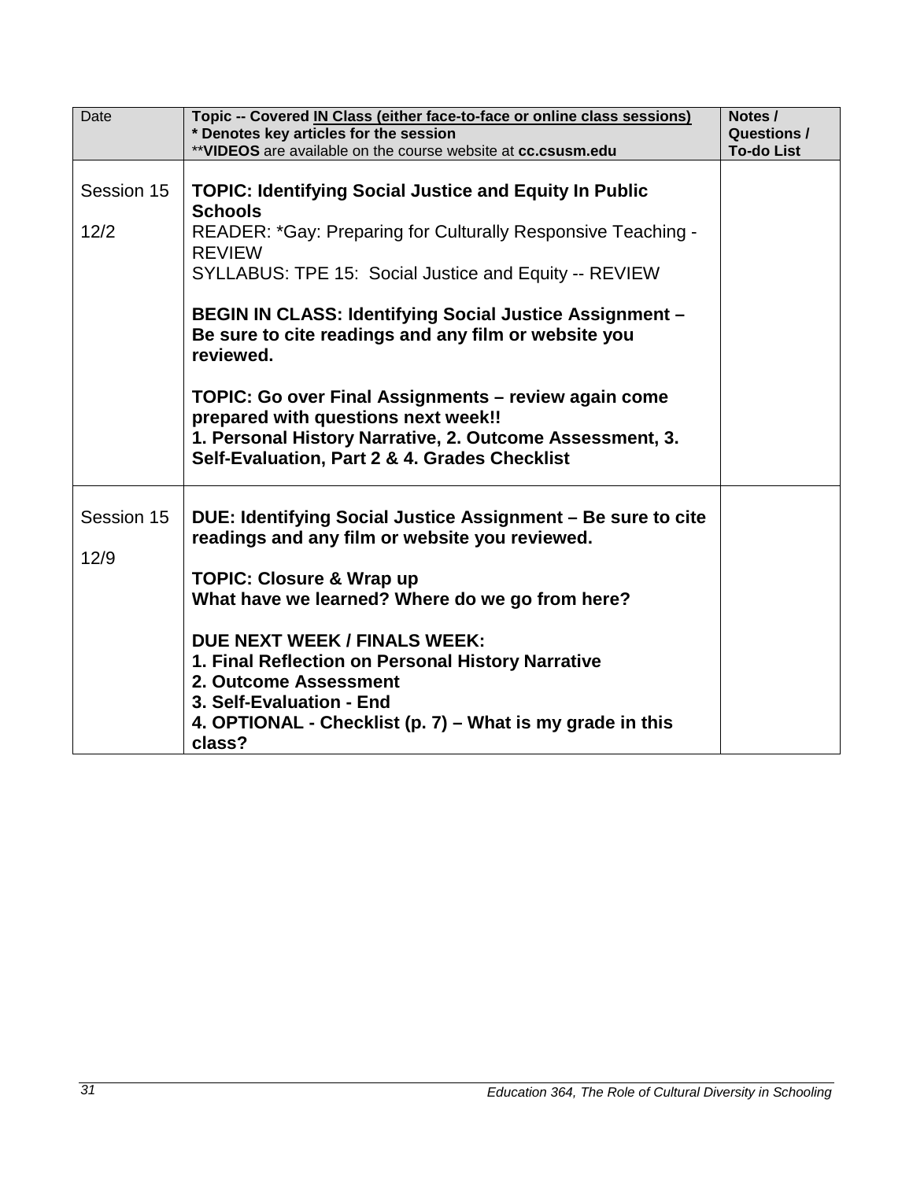| Date | **Topic -- Covered IN Class (either face-to-face or online class sessions)**<br>**\* Denotes key articles for the session**<br>\*\***VIDEOS** are available on the course website at **cc.csusm.edu** | **Notes / Questions / To-do List** |
|---|---|---|
| Session 15<br><br>12/2 | **TOPIC: Identifying Social Justice and Equity In Public Schools**<br>READER: *Gay: Preparing for Culturally Responsive Teaching - REVIEW<br>SYLLABUS: TPE 15: Social Justice and Equity -- REVIEW<br><br>**BEGIN IN CLASS: Identifying Social Justice Assignment – Be sure to cite readings and any film or website you reviewed.**<br><br>**TOPIC: Go over Final Assignments – review again come prepared with questions next week!!**<br>**1. Personal History Narrative, 2. Outcome Assessment, 3. Self-Evaluation, Part 2 & 4. Grades Checklist** | |
| Session 15<br><br>12/9 | **DUE: Identifying Social Justice Assignment – Be sure to cite readings and any film or website you reviewed.**<br><br>**TOPIC: Closure & Wrap up**<br>**What have we learned? Where do we go from here?**<br><br>**DUE NEXT WEEK / FINALS WEEK:**<br>**1. Final Reflection on Personal History Narrative**<br>**2. Outcome Assessment**<br>**3. Self-Evaluation - End**<br>**4. OPTIONAL - Checklist (p. 7) – What is my grade in this class?** | |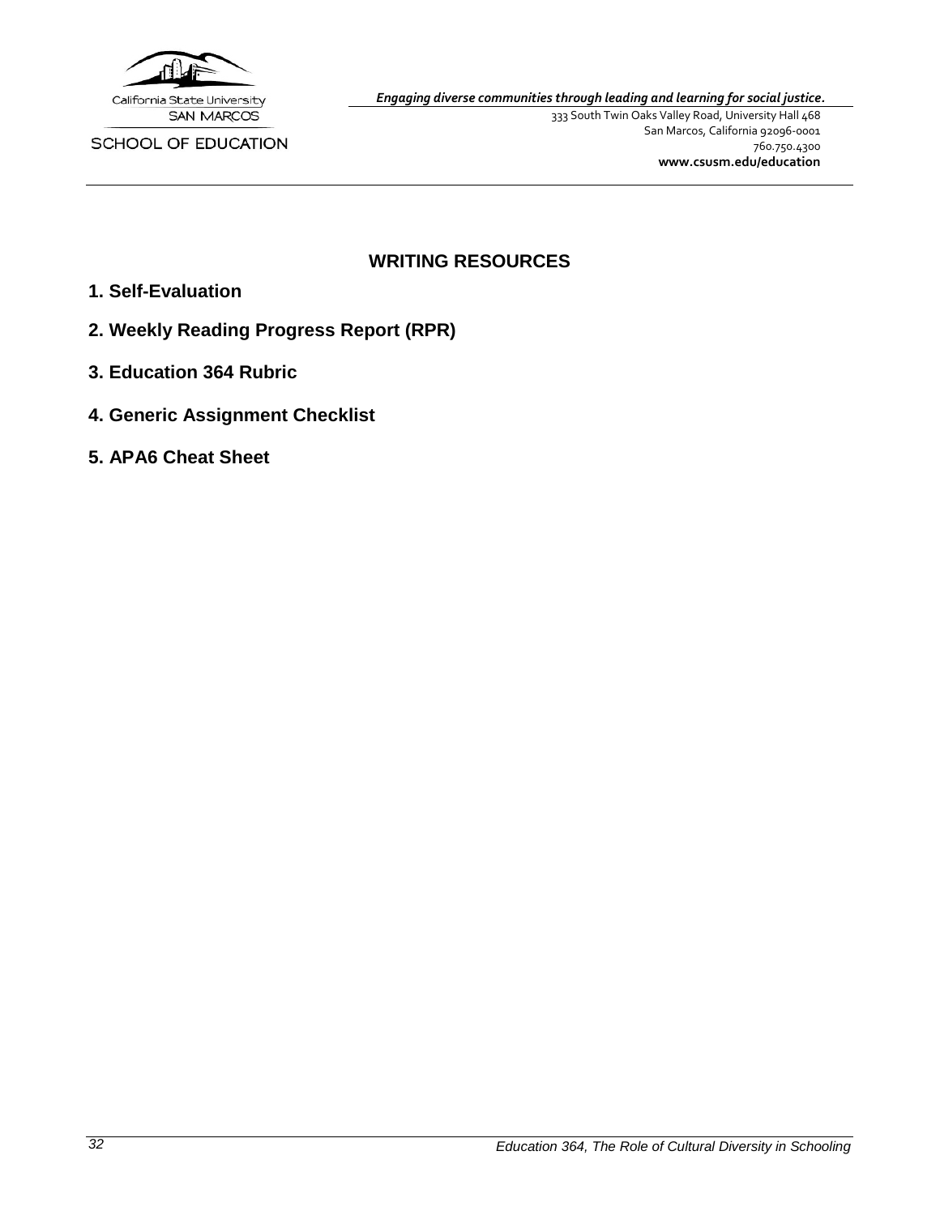California State University
SAN MARCOS

SCHOOL OF EDUCATION

*Engaging diverse communities through leading and learning for social justice.*

333 South Twin Oaks Valley Road, University Hall 468
San Marcos, California 92096-0001
760.750.4300
**www.csusm.edu/education**

## WRITING RESOURCES

**1. Self-Evaluation**

**2. Weekly Reading Progress Report (RPR)**

**3. Education 364 Rubric**

**4. Generic Assignment Checklist**

**5. APA6 Cheat Sheet**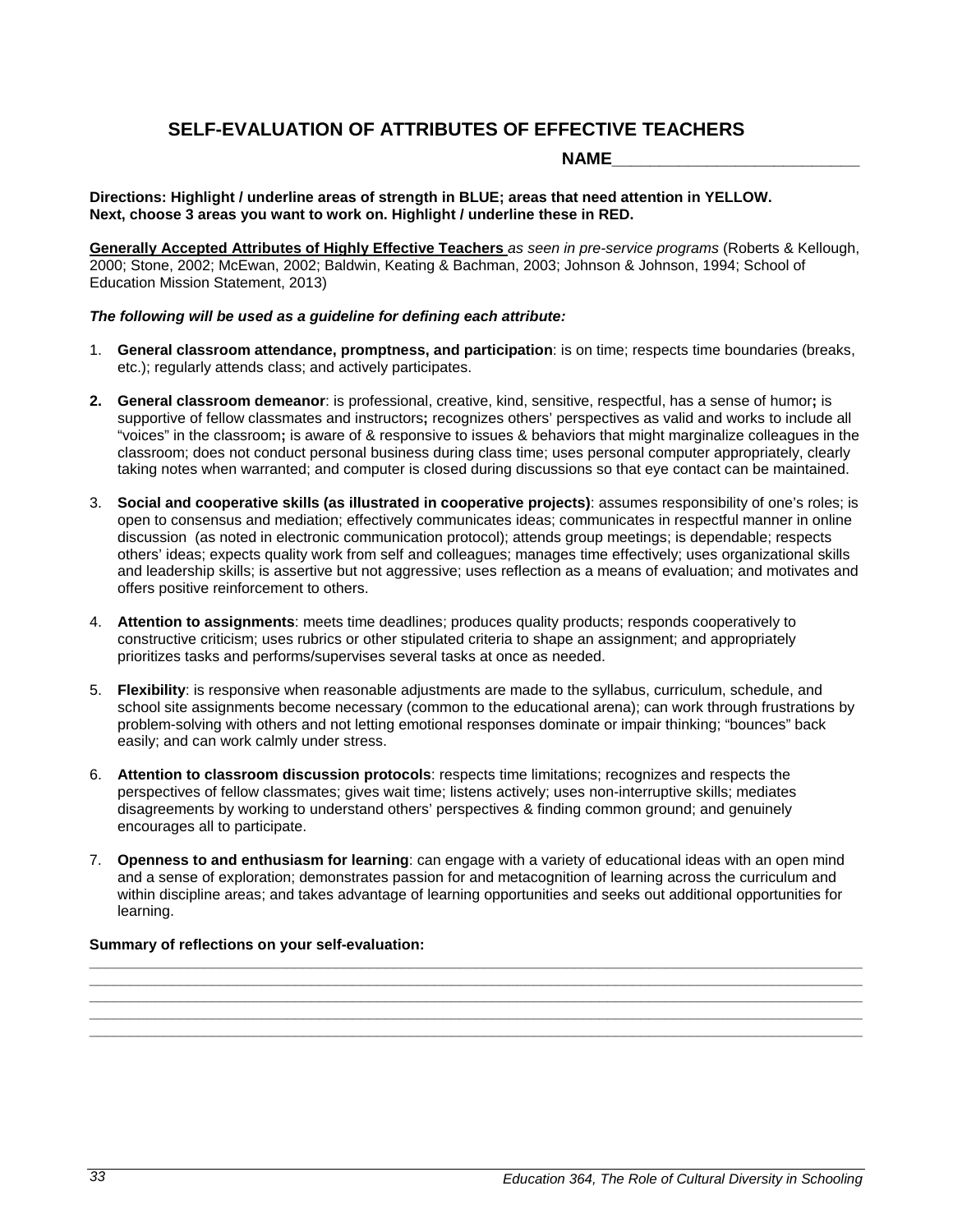# SELF-EVALUATION OF ATTRIBUTES OF EFFECTIVE TEACHERS

**NAME___________________________**

**Directions: Highlight / underline areas of strength in BLUE; areas that need attention in YELLOW. Next, choose 3 areas you want to work on. Highlight / underline these in RED.**

**Generally Accepted Attributes of Highly Effective Teachers** *as seen in pre-service programs* (Roberts & Kellough, 2000; Stone, 2002; McEwan, 2002; Baldwin, Keating & Bachman, 2003; Johnson & Johnson, 1994; School of Education Mission Statement, 2013)

***The following will be used as a guideline for defining each attribute:***

1. **General classroom attendance, promptness, and participation**: is on time; respects time boundaries (breaks, etc.); regularly attends class; and actively participates.

2. **General classroom demeanor**: is professional, creative, kind, sensitive, respectful, has a sense of humor**;** is supportive of fellow classmates and instructors**;** recognizes others' perspectives as valid and works to include all "voices" in the classroom**;** is aware of & responsive to issues & behaviors that might marginalize colleagues in the classroom; does not conduct personal business during class time; uses personal computer appropriately, clearly taking notes when warranted; and computer is closed during discussions so that eye contact can be maintained.

3. **Social and cooperative skills (as illustrated in cooperative projects)**: assumes responsibility of one's roles; is open to consensus and mediation; effectively communicates ideas; communicates in respectful manner in online discussion (as noted in electronic communication protocol); attends group meetings; is dependable; respects others' ideas; expects quality work from self and colleagues; manages time effectively; uses organizational skills and leadership skills; is assertive but not aggressive; uses reflection as a means of evaluation; and motivates and offers positive reinforcement to others.

4. **Attention to assignments**: meets time deadlines; produces quality products; responds cooperatively to constructive criticism; uses rubrics or other stipulated criteria to shape an assignment; and appropriately prioritizes tasks and performs/supervises several tasks at once as needed.

5. **Flexibility**: is responsive when reasonable adjustments are made to the syllabus, curriculum, schedule, and school site assignments become necessary (common to the educational arena); can work through frustrations by problem-solving with others and not letting emotional responses dominate or impair thinking; "bounces" back easily; and can work calmly under stress.

6. **Attention to classroom discussion protocols**: respects time limitations; recognizes and respects the perspectives of fellow classmates; gives wait time; listens actively; uses non-interruptive skills; mediates disagreements by working to understand others' perspectives & finding common ground; and genuinely encourages all to participate.

7. **Openness to and enthusiasm for learning**: can engage with a variety of educational ideas with an open mind and a sense of exploration; demonstrates passion for and metacognition of learning across the curriculum and within discipline areas; and takes advantage of learning opportunities and seeks out additional opportunities for learning.

**Summary of reflections on your self-evaluation:**

_____________________________________________________________________________________
_____________________________________________________________________________________
_____________________________________________________________________________________
_____________________________________________________________________________________
_____________________________________________________________________________________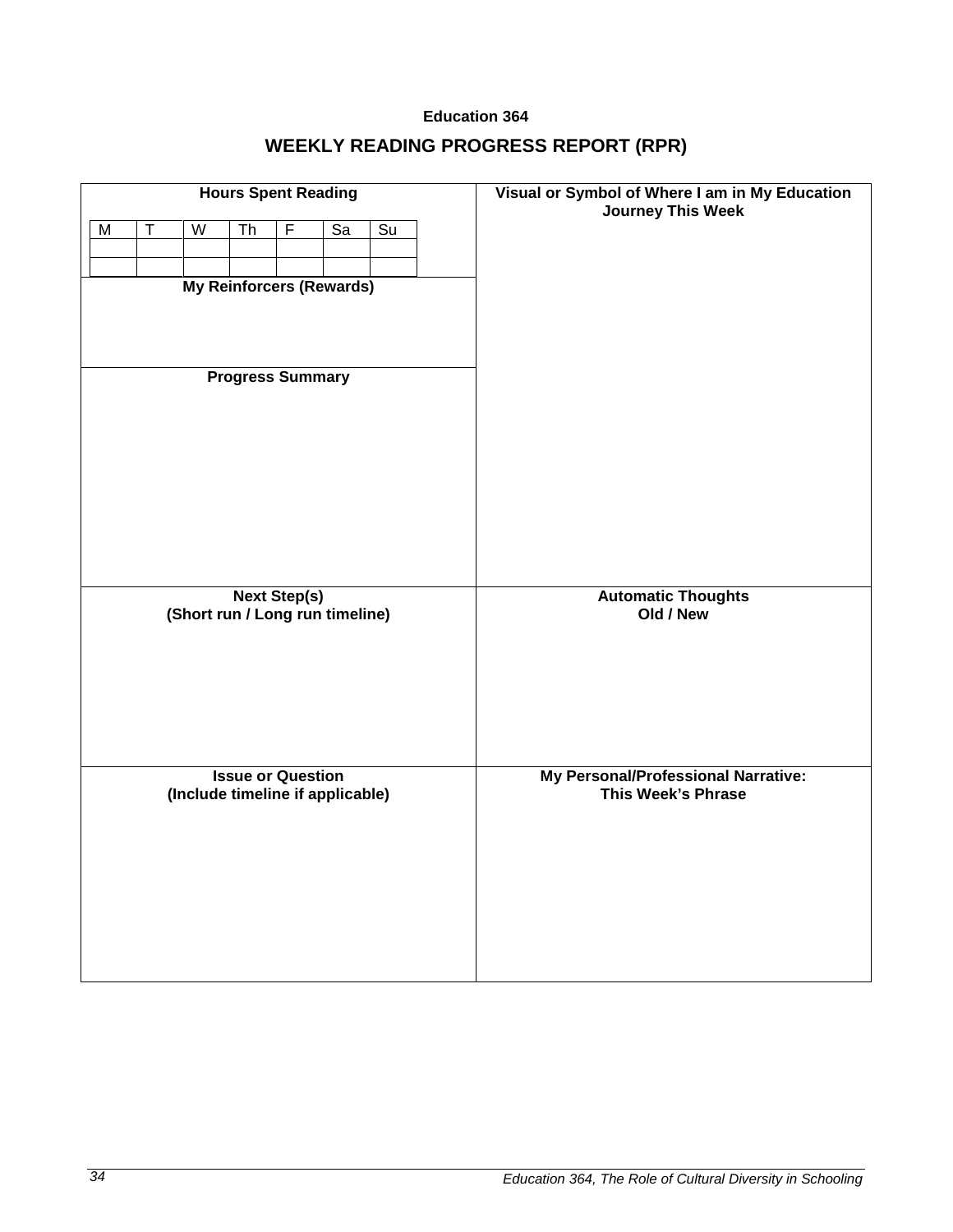**Education 364**

# WEEKLY READING PROGRESS REPORT (RPR)

**Hours Spent Reading**

| M | T | W | Th | F | Sa | Su |
|---|---|---|---|---|---|---|
| | | | | | | |
| | | | | | | |

**My Reinforcers (Rewards)**

**Progress Summary**

**Visual or Symbol of Where I am in My Education Journey This Week**

**Next Step(s)**
**(Short run / Long run timeline)**

**Automatic Thoughts**
**Old / New**

**Issue or Question**
**(Include timeline if applicable)**

**My Personal/Professional Narrative:**
**This Week's Phrase**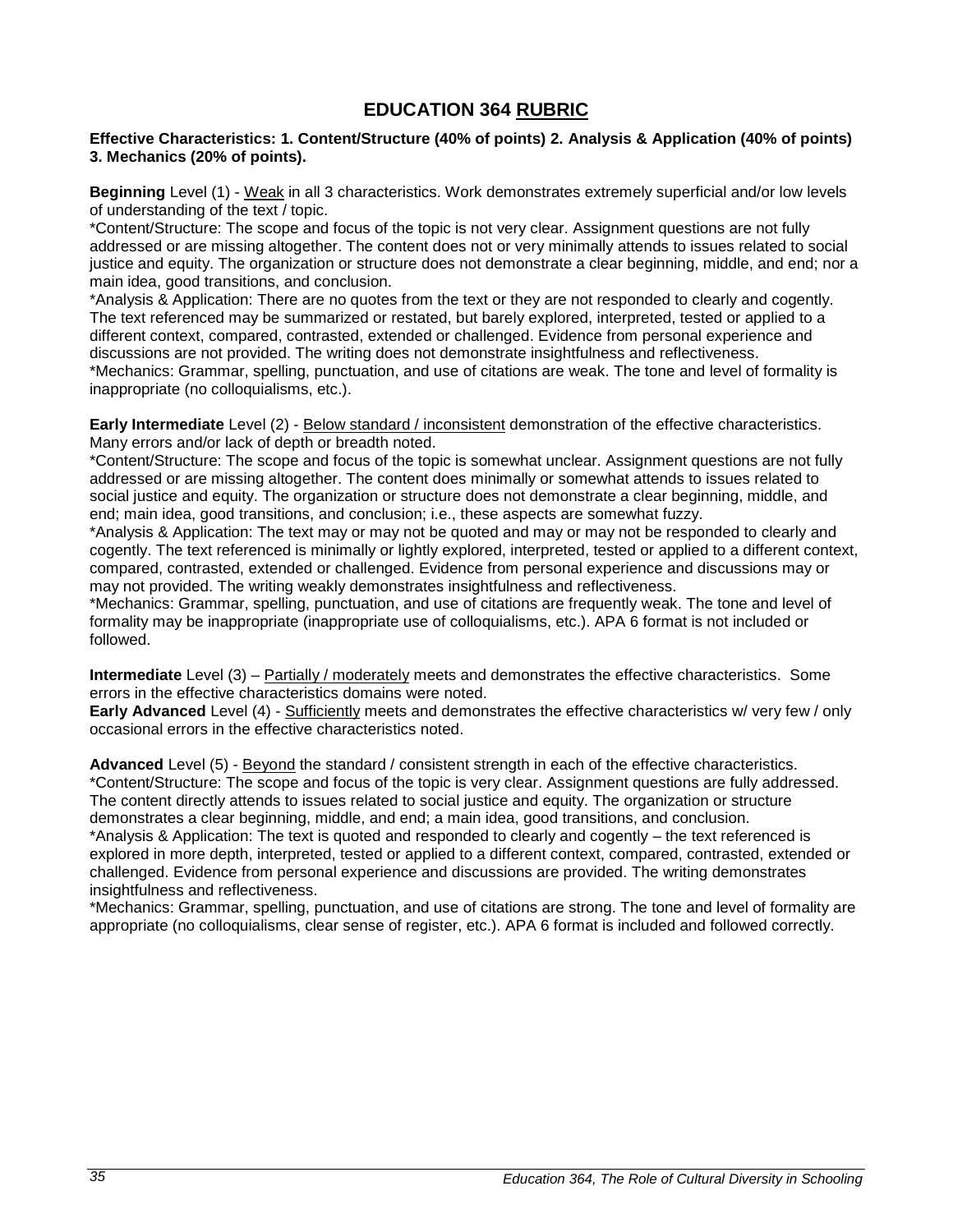# EDUCATION 364 RUBRIC

**Effective Characteristics: 1. Content/Structure (40% of points) 2. Analysis & Application (40% of points) 3. Mechanics (20% of points).**

**Beginning** Level (1) - Weak in all 3 characteristics. Work demonstrates extremely superficial and/or low levels of understanding of the text / topic.

*Content/Structure: The scope and focus of the topic is not very clear. Assignment questions are not fully addressed or are missing altogether. The content does not or very minimally attends to issues related to social justice and equity. The organization or structure does not demonstrate a clear beginning, middle, and end; nor a main idea, good transitions, and conclusion.

*Analysis & Application: There are no quotes from the text or they are not responded to clearly and cogently. The text referenced may be summarized or restated, but barely explored, interpreted, tested or applied to a different context, compared, contrasted, extended or challenged. Evidence from personal experience and discussions are not provided. The writing does not demonstrate insightfulness and reflectiveness.

*Mechanics: Grammar, spelling, punctuation, and use of citations are weak. The tone and level of formality is inappropriate (no colloquialisms, etc.).

**Early Intermediate** Level (2) - Below standard / inconsistent demonstration of the effective characteristics. Many errors and/or lack of depth or breadth noted.

*Content/Structure: The scope and focus of the topic is somewhat unclear. Assignment questions are not fully addressed or are missing altogether. The content does minimally or somewhat attends to issues related to social justice and equity. The organization or structure does not demonstrate a clear beginning, middle, and end; main idea, good transitions, and conclusion; i.e., these aspects are somewhat fuzzy.

*Analysis & Application: The text may or may not be quoted and may or may not be responded to clearly and cogently. The text referenced is minimally or lightly explored, interpreted, tested or applied to a different context, compared, contrasted, extended or challenged. Evidence from personal experience and discussions may or may not provided. The writing weakly demonstrates insightfulness and reflectiveness.

*Mechanics: Grammar, spelling, punctuation, and use of citations are frequently weak. The tone and level of formality may be inappropriate (inappropriate use of colloquialisms, etc.). APA 6 format is not included or followed.

**Intermediate** Level (3) – Partially / moderately meets and demonstrates the effective characteristics. Some errors in the effective characteristics domains were noted.

**Early Advanced** Level (4) - Sufficiently meets and demonstrates the effective characteristics w/ very few / only occasional errors in the effective characteristics noted.

**Advanced** Level (5) - Beyond the standard / consistent strength in each of the effective characteristics.

*Content/Structure: The scope and focus of the topic is very clear. Assignment questions are fully addressed. The content directly attends to issues related to social justice and equity. The organization or structure demonstrates a clear beginning, middle, and end; a main idea, good transitions, and conclusion.

*Analysis & Application: The text is quoted and responded to clearly and cogently – the text referenced is explored in more depth, interpreted, tested or applied to a different context, compared, contrasted, extended or challenged. Evidence from personal experience and discussions are provided. The writing demonstrates insightfulness and reflectiveness.

*Mechanics: Grammar, spelling, punctuation, and use of citations are strong. The tone and level of formality are appropriate (no colloquialisms, clear sense of register, etc.). APA 6 format is included and followed correctly.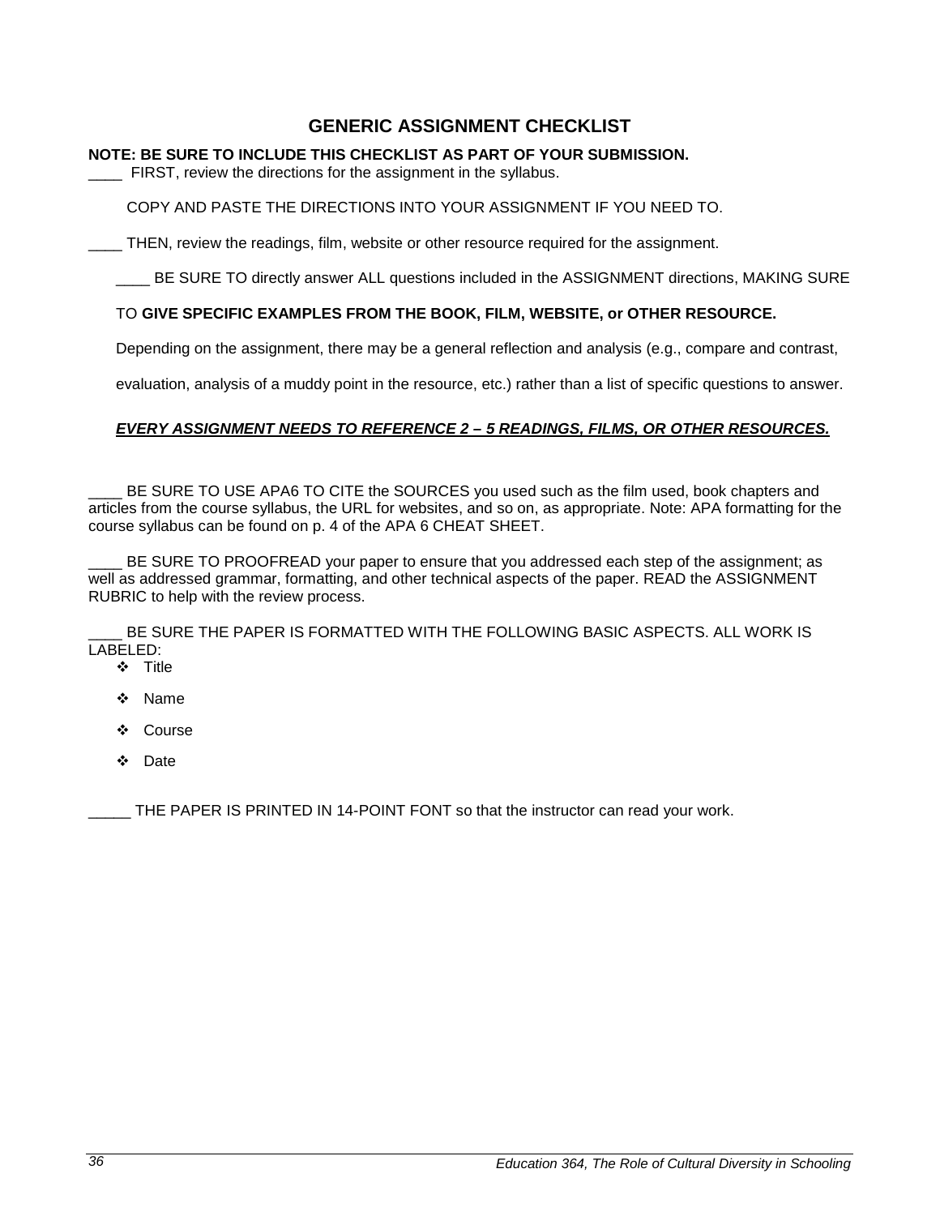## GENERIC ASSIGNMENT CHECKLIST

**NOTE: BE SURE TO INCLUDE THIS CHECKLIST AS PART OF YOUR SUBMISSION.**

____ FIRST, review the directions for the assignment in the syllabus.

COPY AND PASTE THE DIRECTIONS INTO YOUR ASSIGNMENT IF YOU NEED TO.

____ THEN, review the readings, film, website or other resource required for the assignment.

____ BE SURE TO directly answer ALL questions included in the ASSIGNMENT directions, MAKING SURE TO **GIVE SPECIFIC EXAMPLES FROM THE BOOK, FILM, WEBSITE, or OTHER RESOURCE.**

Depending on the assignment, there may be a general reflection and analysis (e.g., compare and contrast, evaluation, analysis of a muddy point in the resource, etc.) rather than a list of specific questions to answer.

***EVERY ASSIGNMENT NEEDS TO REFERENCE 2 – 5 READINGS, FILMS, OR OTHER RESOURCES.***

____ BE SURE TO USE APA6 TO CITE the SOURCES you used such as the film used, book chapters and articles from the course syllabus, the URL for websites, and so on, as appropriate. Note: APA formatting for the course syllabus can be found on p. 4 of the APA 6 CHEAT SHEET.

____ BE SURE TO PROOFREAD your paper to ensure that you addressed each step of the assignment; as well as addressed grammar, formatting, and other technical aspects of the paper. READ the ASSIGNMENT RUBRIC to help with the review process.

____ BE SURE THE PAPER IS FORMATTED WITH THE FOLLOWING BASIC ASPECTS. ALL WORK IS LABELED:

- Title
- Name
- Course
- Date

_____ THE PAPER IS PRINTED IN 14-POINT FONT so that the instructor can read your work.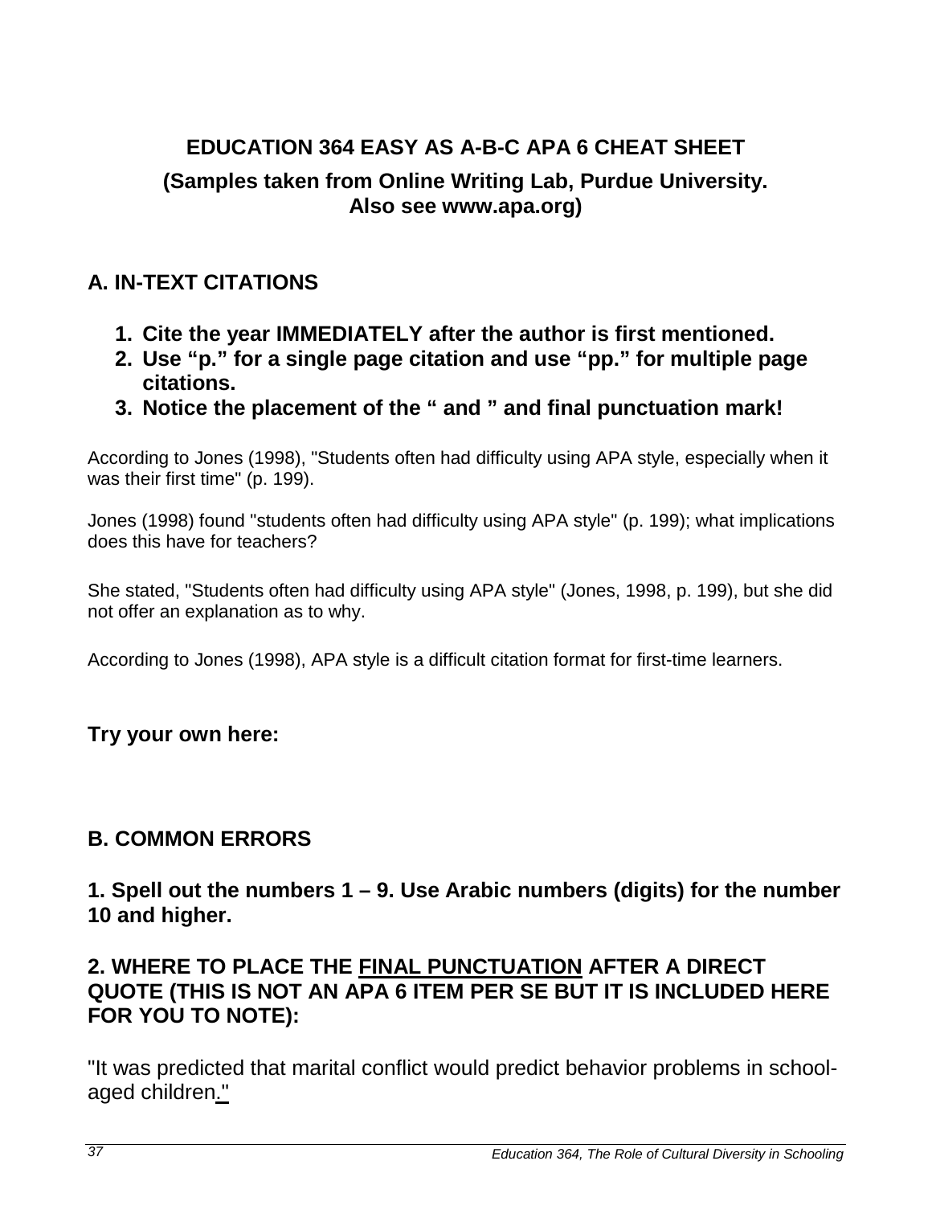## EDUCATION 364 EASY AS A-B-C APA 6 CHEAT SHEET

### (Samples taken from Online Writing Lab, Purdue University. Also see www.apa.org)

## A. IN-TEXT CITATIONS

1. **Cite the year IMMEDIATELY after the author is first mentioned.**
2. **Use "p." for a single page citation and use "pp." for multiple page citations.**
3. **Notice the placement of the " and " and final punctuation mark!**

According to Jones (1998), "Students often had difficulty using APA style, especially when it was their first time" (p. 199).

Jones (1998) found "students often had difficulty using APA style" (p. 199); what implications does this have for teachers?

She stated, "Students often had difficulty using APA style" (Jones, 1998, p. 199), but she did not offer an explanation as to why.

According to Jones (1998), APA style is a difficult citation format for first-time learners.

**Try your own here:**

## B. COMMON ERRORS

**1. Spell out the numbers 1 – 9. Use Arabic numbers (digits) for the number 10 and higher.**

**2. WHERE TO PLACE THE <u>FINAL PUNCTUATION</u> AFTER A DIRECT QUOTE (THIS IS NOT AN APA 6 ITEM PER SE BUT IT IS INCLUDED HERE FOR YOU TO NOTE):**

"It was predicted that marital conflict would predict behavior problems in school-aged children<u>."</u>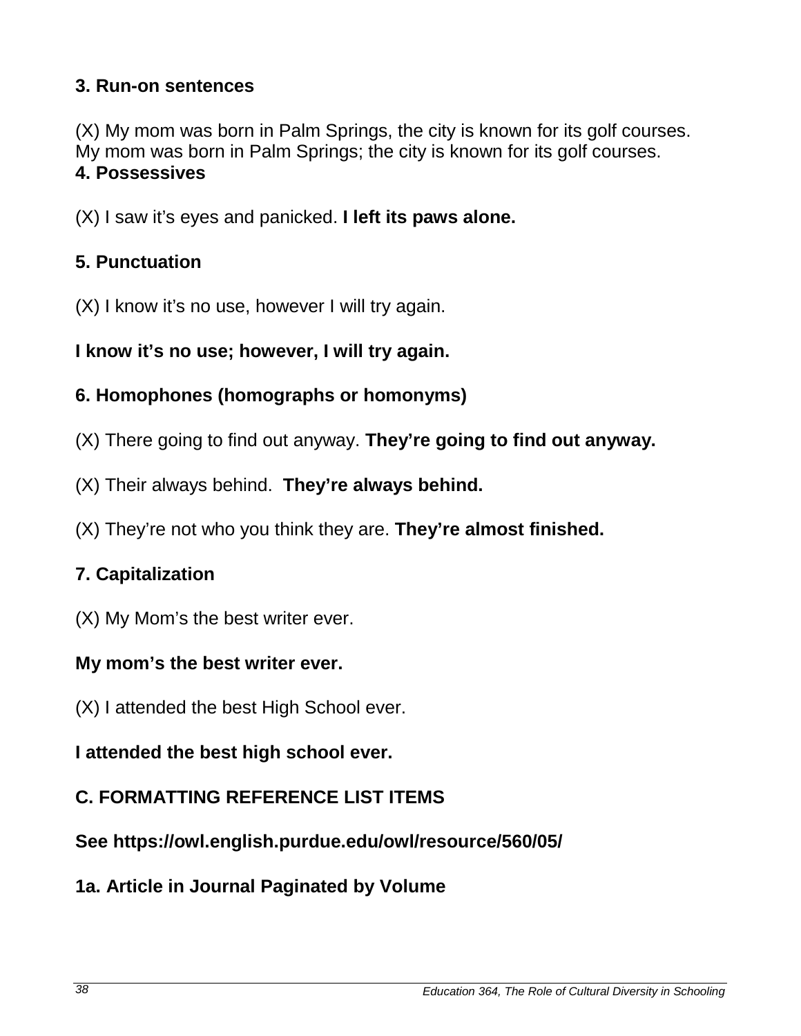**3. Run-on sentences**

(X) My mom was born in Palm Springs, the city is known for its golf courses.
My mom was born in Palm Springs; the city is known for its golf courses.

**4. Possessives**

(X) I saw it's eyes and panicked. **I left its paws alone.**

**5. Punctuation**

(X) I know it's no use, however I will try again.

**I know it's no use; however, I will try again.**

**6. Homophones (homographs or homonyms)**

(X) There going to find out anyway. **They're going to find out anyway.**

(X) Their always behind. **They're always behind.**

(X) They're not who you think they are. **They're almost finished.**

**7. Capitalization**

(X) My Mom's the best writer ever.

**My mom's the best writer ever.**

(X) I attended the best High School ever.

**I attended the best high school ever.**

**C. FORMATTING REFERENCE LIST ITEMS**

**See https://owl.english.purdue.edu/owl/resource/560/05/**

**1a. Article in Journal Paginated by Volume**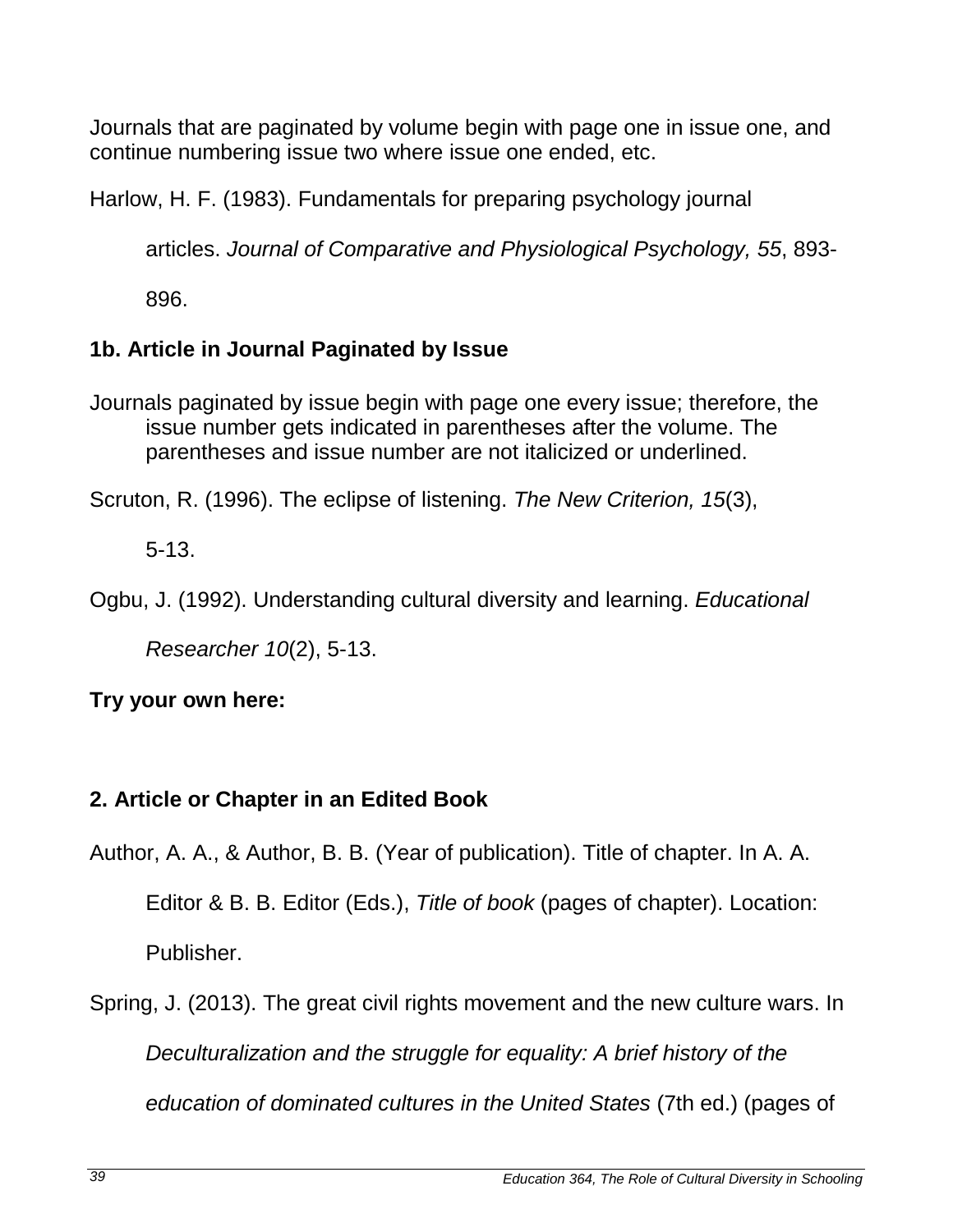Journals that are paginated by volume begin with page one in issue one, and continue numbering issue two where issue one ended, etc.

Harlow, H. F. (1983). Fundamentals for preparing psychology journal articles. *Journal of Comparative and Physiological Psychology, 55*, 893-896.

### 1b. Article in Journal Paginated by Issue

Journals paginated by issue begin with page one every issue; therefore, the issue number gets indicated in parentheses after the volume. The parentheses and issue number are not italicized or underlined.

Scruton, R. (1996). The eclipse of listening. *The New Criterion, 15*(3), 5-13.

Ogbu, J. (1992). Understanding cultural diversity and learning. *Educational Researcher 10*(2), 5-13.

**Try your own here:**

### 2. Article or Chapter in an Edited Book

Author, A. A., & Author, B. B. (Year of publication). Title of chapter. In A. A. Editor & B. B. Editor (Eds.), *Title of book* (pages of chapter). Location: Publisher.

Spring, J. (2013). The great civil rights movement and the new culture wars. In *Deculturalization and the struggle for equality: A brief history of the education of dominated cultures in the United States* (7th ed.) (pages of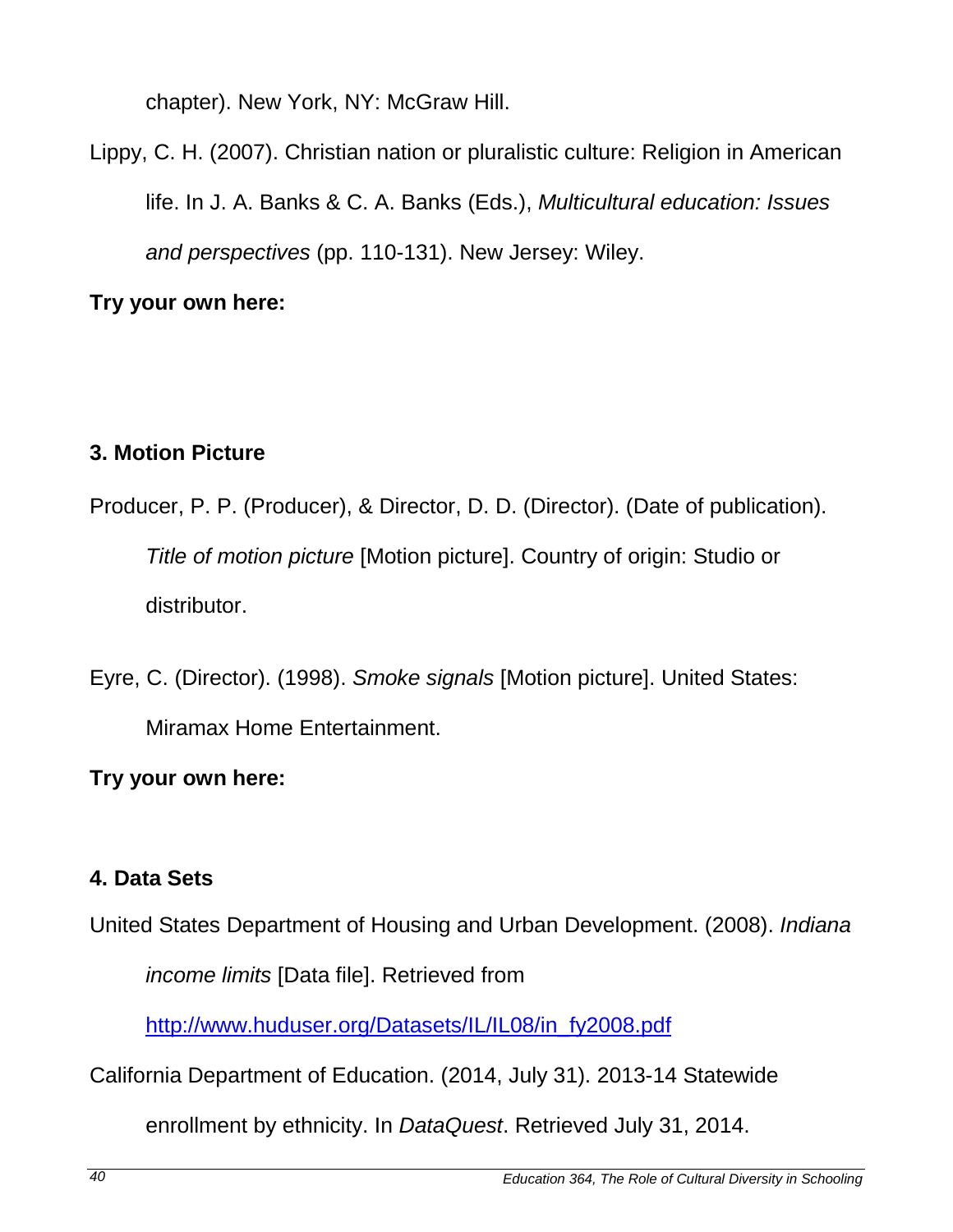chapter). New York, NY: McGraw Hill.

Lippy, C. H. (2007). Christian nation or pluralistic culture: Religion in American life. In J. A. Banks & C. A. Banks (Eds.), *Multicultural education: Issues and perspectives* (pp. 110-131). New Jersey: Wiley.

**Try your own here:**

### 3. Motion Picture

Producer, P. P. (Producer), & Director, D. D. (Director). (Date of publication). *Title of motion picture* [Motion picture]. Country of origin: Studio or distributor.

Eyre, C. (Director). (1998). *Smoke signals* [Motion picture]. United States: Miramax Home Entertainment.

**Try your own here:**

### 4. Data Sets

United States Department of Housing and Urban Development. (2008). *Indiana income limits* [Data file]. Retrieved from http://www.huduser.org/Datasets/IL/IL08/in_fy2008.pdf

California Department of Education. (2014, July 31). 2013-14 Statewide enrollment by ethnicity. In *DataQuest*. Retrieved July 31, 2014.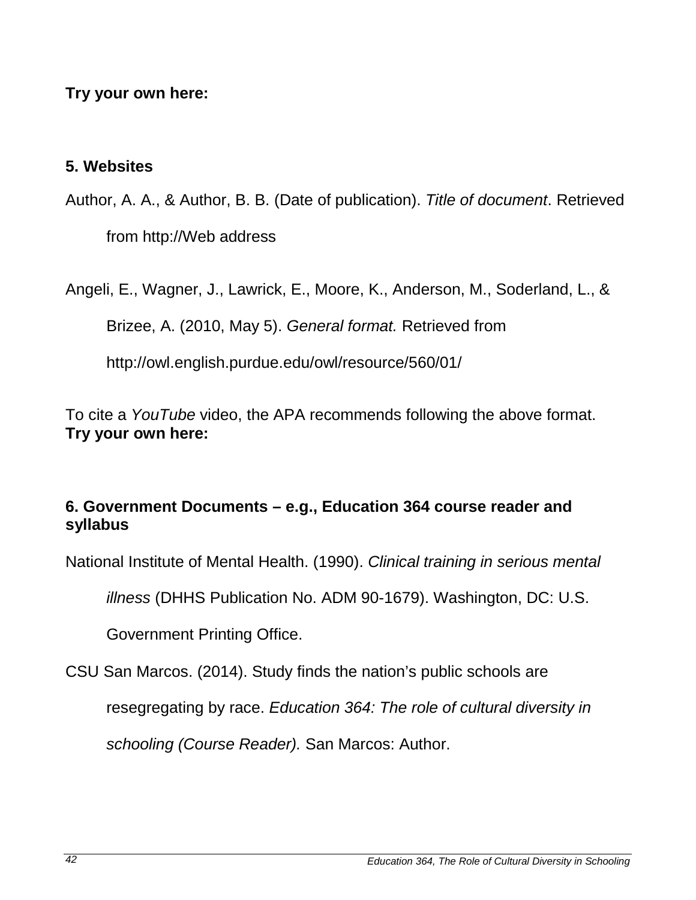**Try your own here:**

**5. Websites**

Author, A. A., & Author, B. B. (Date of publication). *Title of document*. Retrieved from http://Web address

Angeli, E., Wagner, J., Lawrick, E., Moore, K., Anderson, M., Soderland, L., & Brizee, A. (2010, May 5). *General format.* Retrieved from http://owl.english.purdue.edu/owl/resource/560/01/

To cite a *YouTube* video, the APA recommends following the above format.
**Try your own here:**

**6. Government Documents – e.g., Education 364 course reader and syllabus**

National Institute of Mental Health. (1990). *Clinical training in serious mental illness* (DHHS Publication No. ADM 90-1679). Washington, DC: U.S. Government Printing Office.

CSU San Marcos. (2014). Study finds the nation's public schools are resegregating by race. *Education 364: The role of cultural diversity in schooling (Course Reader).* San Marcos: Author.